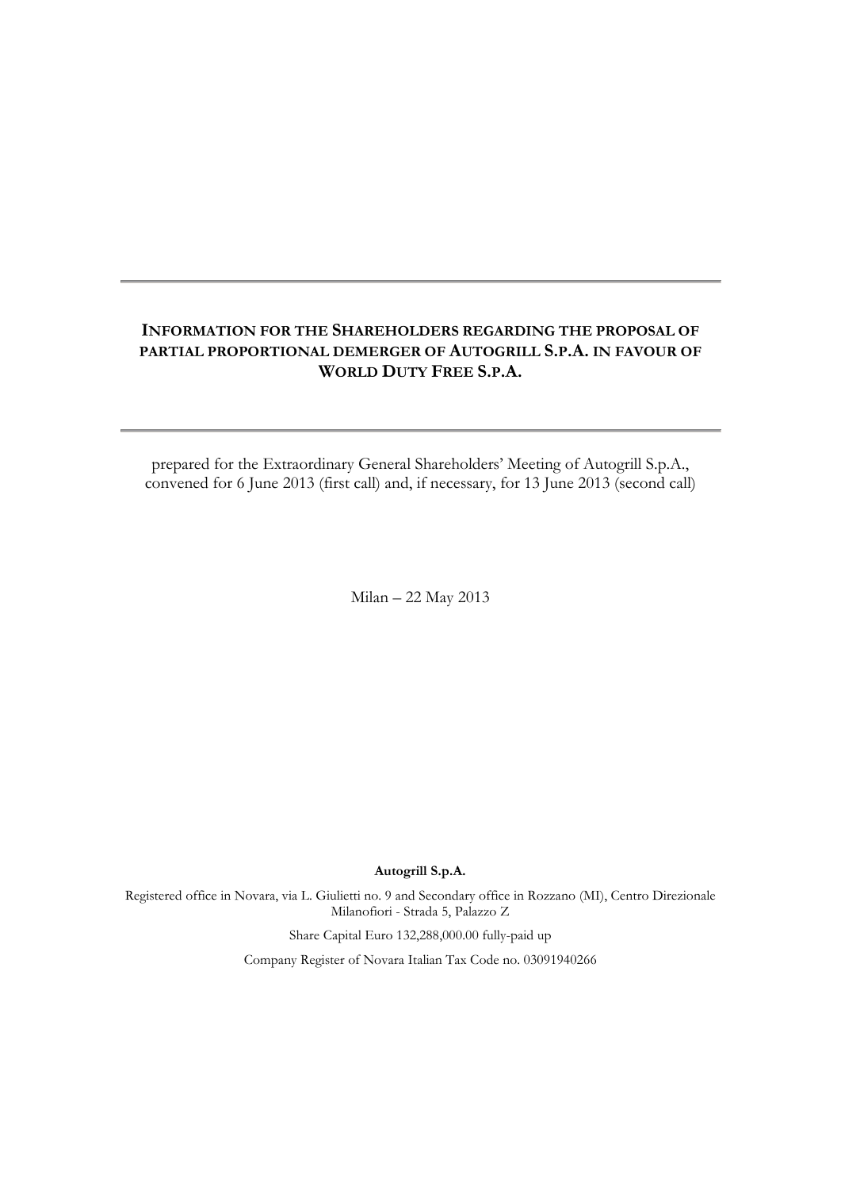# INFORMATION FOR THE SHAREHOLDERS REGARDING THE PROPOSAL OF PARTIAL PROPORTIONAL DEMERGER OF AUTOGRILL S.P.A. IN FAVOUR OF WORLD DUTY FREE S.P.A.

prepared for the Extraordinary General Shareholders' Meeting of Autogrill S.p.A., convened for 6 June 2013 (first call) and, if necessary, for 13 June 2013 (second call)

Milan – 22 May 2013

**Autogrill S.p.A.**

Registered office in Novara, via L. Giulietti no. 9 and Secondary office in Rozzano (MI), Centro Direzionale Milanofiori - Strada 5, Palazzo Z

Share Capital Euro 132,288,000.00 fully-paid up

Company Register of Novara Italian Tax Code no. 03091940266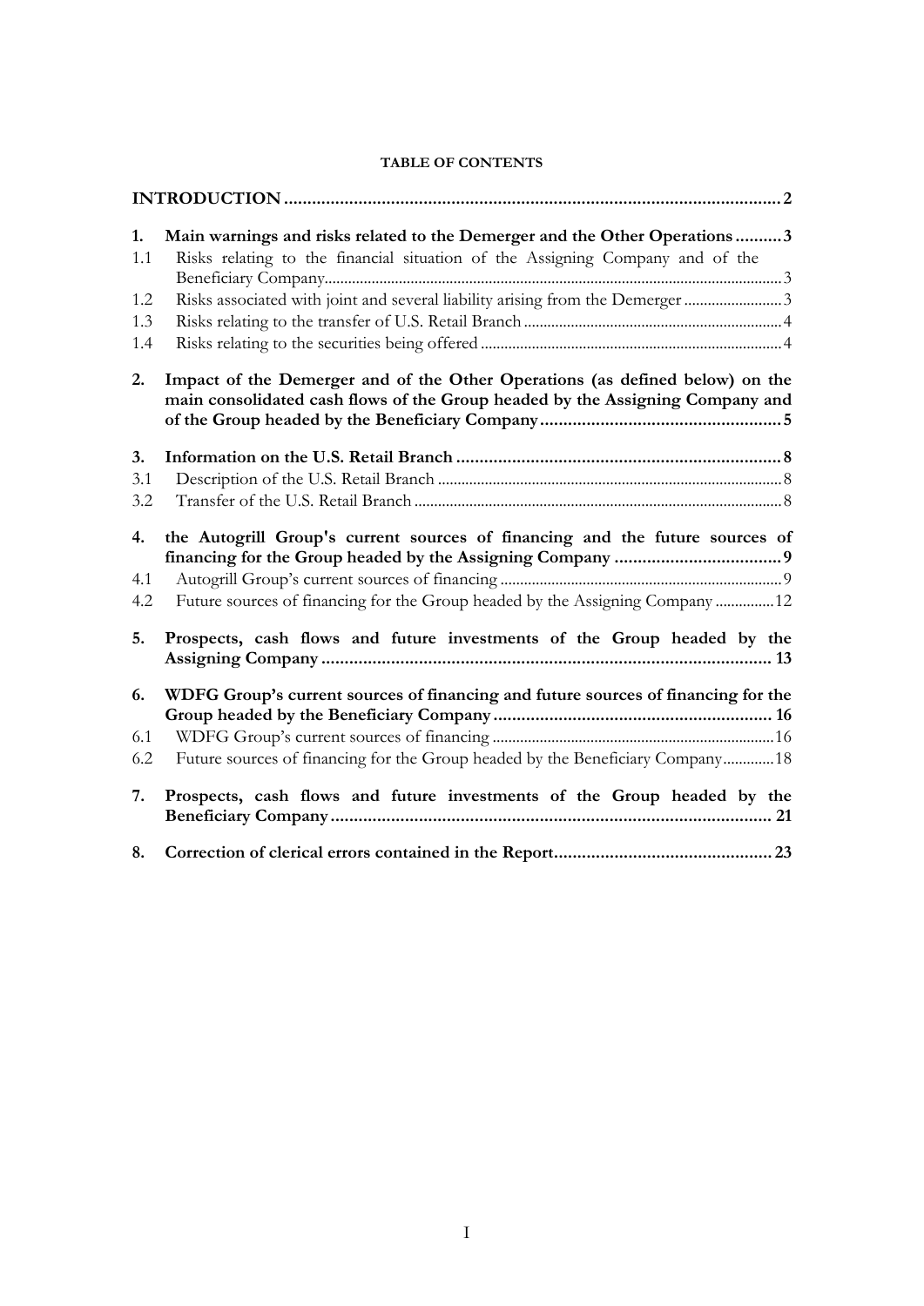**TABLE OF CONTENTS**

| | | |
|---|---|---|
| **INTRODUCTION** | | **2** |
| **1.** | **Main warnings and risks related to the Demerger and the Other Operations** | **3** |
| 1.1 | Risks relating to the financial situation of the Assigning Company and of the Beneficiary Company | 3 |
| 1.2 | Risks associated with joint and several liability arising from the Demerger | 3 |
| 1.3 | Risks relating to the transfer of U.S. Retail Branch | 4 |
| 1.4 | Risks relating to the securities being offered | 4 |
| **2.** | **Impact of the Demerger and of the Other Operations (as defined below) on the main consolidated cash flows of the Group headed by the Assigning Company and of the Group headed by the Beneficiary Company** | **5** |
| **3.** | **Information on the U.S. Retail Branch** | **8** |
| 3.1 | Description of the U.S. Retail Branch | 8 |
| 3.2 | Transfer of the U.S. Retail Branch | 8 |
| **4.** | **the Autogrill Group's current sources of financing and the future sources of financing for the Group headed by the Assigning Company** | **9** |
| 4.1 | Autogrill Group's current sources of financing | 9 |
| 4.2 | Future sources of financing for the Group headed by the Assigning Company | 12 |
| **5.** | **Prospects, cash flows and future investments of the Group headed by the Assigning Company** | **13** |
| **6.** | **WDFG Group's current sources of financing and future sources of financing for the Group headed by the Beneficiary Company** | **16** |
| 6.1 | WDFG Group's current sources of financing | 16 |
| 6.2 | Future sources of financing for the Group headed by the Beneficiary Company | 18 |
| **7.** | **Prospects, cash flows and future investments of the Group headed by the Beneficiary Company** | **21** |
| **8.** | **Correction of clerical errors contained in the Report** | **23** |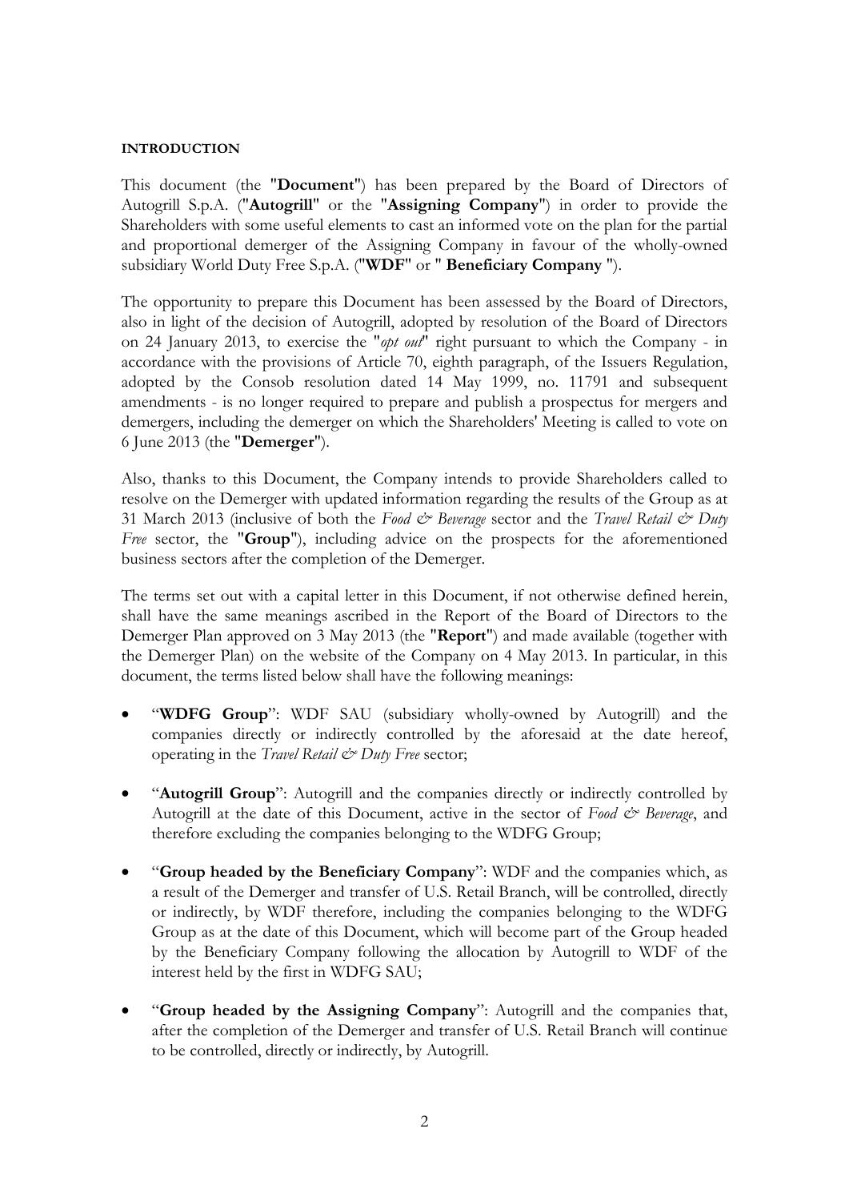#### INTRODUCTION

This document (the "**Document**") has been prepared by the Board of Directors of Autogrill S.p.A. ("**Autogrill**" or the "**Assigning Company**") in order to provide the Shareholders with some useful elements to cast an informed vote on the plan for the partial and proportional demerger of the Assigning Company in favour of the wholly-owned subsidiary World Duty Free S.p.A. ("**WDF**" or " **Beneficiary Company** ").

The opportunity to prepare this Document has been assessed by the Board of Directors, also in light of the decision of Autogrill, adopted by resolution of the Board of Directors on 24 January 2013, to exercise the "*opt out*" right pursuant to which the Company - in accordance with the provisions of Article 70, eighth paragraph, of the Issuers Regulation, adopted by the Consob resolution dated 14 May 1999, no. 11791 and subsequent amendments - is no longer required to prepare and publish a prospectus for mergers and demergers, including the demerger on which the Shareholders' Meeting is called to vote on 6 June 2013 (the "**Demerger**").

Also, thanks to this Document, the Company intends to provide Shareholders called to resolve on the Demerger with updated information regarding the results of the Group as at 31 March 2013 (inclusive of both the *Food & Beverage* sector and the *Travel Retail & Duty Free* sector, the "**Group**"), including advice on the prospects for the aforementioned business sectors after the completion of the Demerger.

The terms set out with a capital letter in this Document, if not otherwise defined herein, shall have the same meanings ascribed in the Report of the Board of Directors to the Demerger Plan approved on 3 May 2013 (the "**Report**") and made available (together with the Demerger Plan) on the website of the Company on 4 May 2013. In particular, in this document, the terms listed below shall have the following meanings:

- "**WDFG Group**": WDF SAU (subsidiary wholly-owned by Autogrill) and the companies directly or indirectly controlled by the aforesaid at the date hereof, operating in the *Travel Retail & Duty Free* sector;
- "**Autogrill Group**": Autogrill and the companies directly or indirectly controlled by Autogrill at the date of this Document, active in the sector of *Food & Beverage*, and therefore excluding the companies belonging to the WDFG Group;
- "**Group headed by the Beneficiary Company**": WDF and the companies which, as a result of the Demerger and transfer of U.S. Retail Branch, will be controlled, directly or indirectly, by WDF therefore, including the companies belonging to the WDFG Group as at the date of this Document, which will become part of the Group headed by the Beneficiary Company following the allocation by Autogrill to WDF of the interest held by the first in WDFG SAU;
- "**Group headed by the Assigning Company**": Autogrill and the companies that, after the completion of the Demerger and transfer of U.S. Retail Branch will continue to be controlled, directly or indirectly, by Autogrill.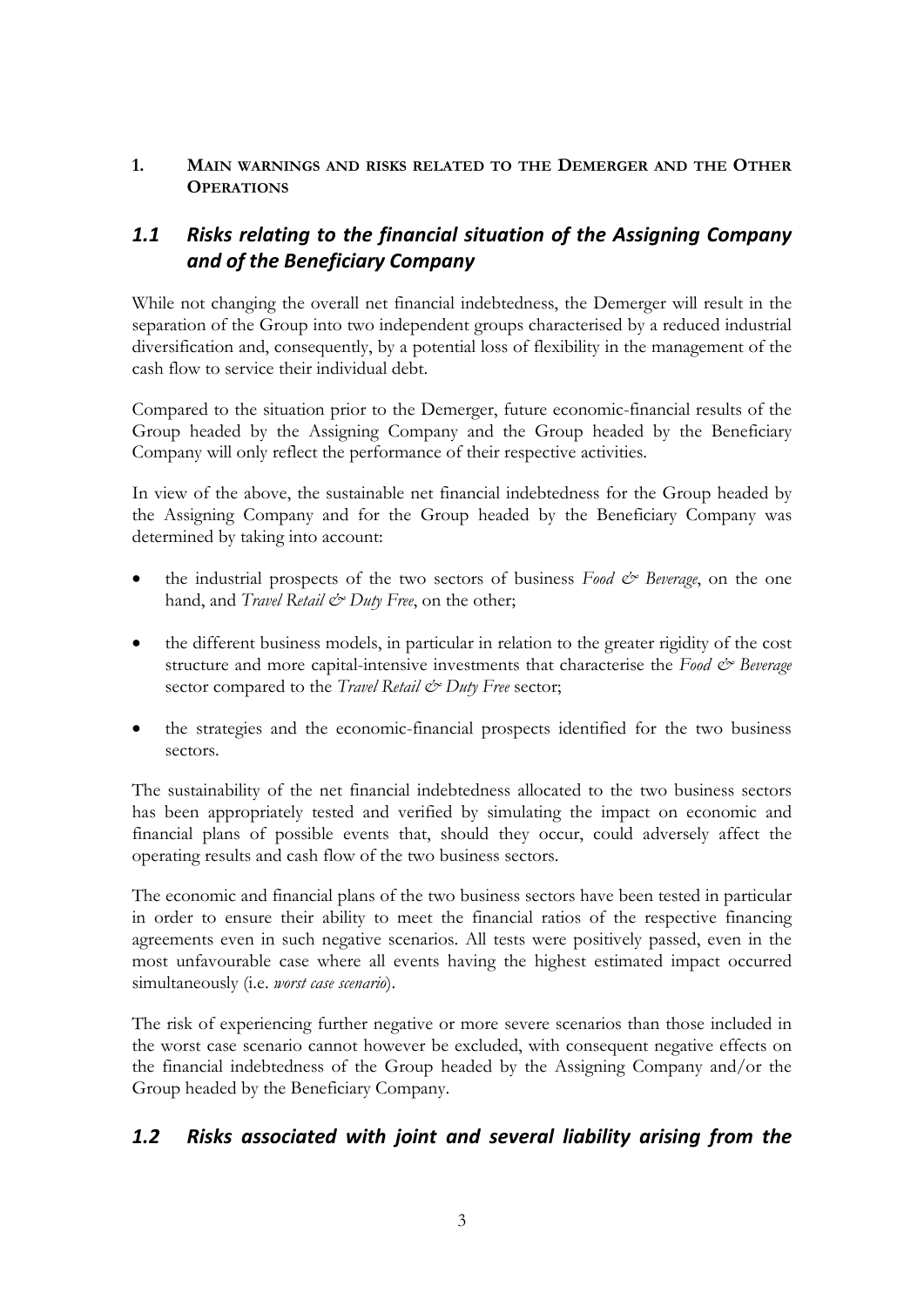## 1. MAIN WARNINGS AND RISKS RELATED TO THE DEMERGER AND THE OTHER OPERATIONS

### *1.1 Risks relating to the financial situation of the Assigning Company and of the Beneficiary Company*

While not changing the overall net financial indebtedness, the Demerger will result in the separation of the Group into two independent groups characterised by a reduced industrial diversification and, consequently, by a potential loss of flexibility in the management of the cash flow to service their individual debt.

Compared to the situation prior to the Demerger, future economic-financial results of the Group headed by the Assigning Company and the Group headed by the Beneficiary Company will only reflect the performance of their respective activities.

In view of the above, the sustainable net financial indebtedness for the Group headed by the Assigning Company and for the Group headed by the Beneficiary Company was determined by taking into account:

- the industrial prospects of the two sectors of business *Food & Beverage*, on the one hand, and *Travel Retail & Duty Free*, on the other;
- the different business models, in particular in relation to the greater rigidity of the cost structure and more capital-intensive investments that characterise the *Food & Beverage* sector compared to the *Travel Retail & Duty Free* sector;
- the strategies and the economic-financial prospects identified for the two business sectors.

The sustainability of the net financial indebtedness allocated to the two business sectors has been appropriately tested and verified by simulating the impact on economic and financial plans of possible events that, should they occur, could adversely affect the operating results and cash flow of the two business sectors.

The economic and financial plans of the two business sectors have been tested in particular in order to ensure their ability to meet the financial ratios of the respective financing agreements even in such negative scenarios. All tests were positively passed, even in the most unfavourable case where all events having the highest estimated impact occurred simultaneously (i.e. *worst case scenario*).

The risk of experiencing further negative or more severe scenarios than those included in the worst case scenario cannot however be excluded, with consequent negative effects on the financial indebtedness of the Group headed by the Assigning Company and/or the Group headed by the Beneficiary Company.

### *1.2 Risks associated with joint and several liability arising from the*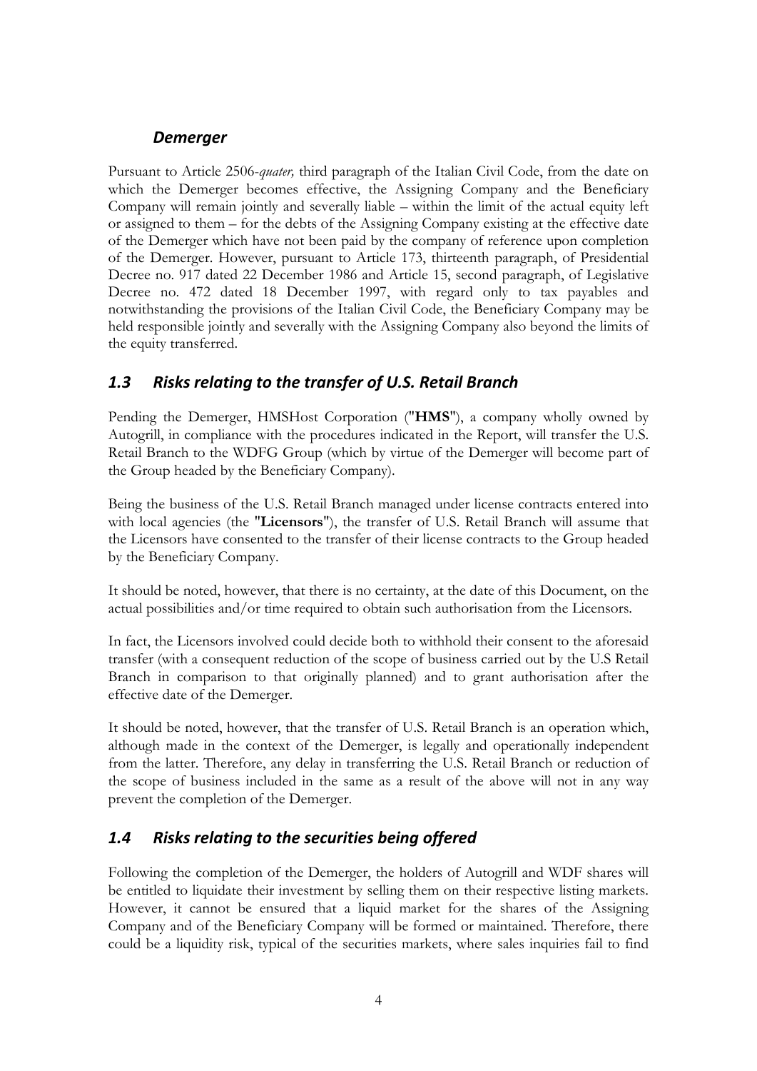### *Demerger*

Pursuant to Article 2506-*quater,* third paragraph of the Italian Civil Code, from the date on which the Demerger becomes effective, the Assigning Company and the Beneficiary Company will remain jointly and severally liable – within the limit of the actual equity left or assigned to them – for the debts of the Assigning Company existing at the effective date of the Demerger which have not been paid by the company of reference upon completion of the Demerger. However, pursuant to Article 173, thirteenth paragraph, of Presidential Decree no. 917 dated 22 December 1986 and Article 15, second paragraph, of Legislative Decree no. 472 dated 18 December 1997, with regard only to tax payables and notwithstanding the provisions of the Italian Civil Code, the Beneficiary Company may be held responsible jointly and severally with the Assigning Company also beyond the limits of the equity transferred.

## *1.3 Risks relating to the transfer of U.S. Retail Branch*

Pending the Demerger, HMSHost Corporation ("**HMS**"), a company wholly owned by Autogrill, in compliance with the procedures indicated in the Report, will transfer the U.S. Retail Branch to the WDFG Group (which by virtue of the Demerger will become part of the Group headed by the Beneficiary Company).

Being the business of the U.S. Retail Branch managed under license contracts entered into with local agencies (the "**Licensors**"), the transfer of U.S. Retail Branch will assume that the Licensors have consented to the transfer of their license contracts to the Group headed by the Beneficiary Company.

It should be noted, however, that there is no certainty, at the date of this Document, on the actual possibilities and/or time required to obtain such authorisation from the Licensors.

In fact, the Licensors involved could decide both to withhold their consent to the aforesaid transfer (with a consequent reduction of the scope of business carried out by the U.S Retail Branch in comparison to that originally planned) and to grant authorisation after the effective date of the Demerger.

It should be noted, however, that the transfer of U.S. Retail Branch is an operation which, although made in the context of the Demerger, is legally and operationally independent from the latter. Therefore, any delay in transferring the U.S. Retail Branch or reduction of the scope of business included in the same as a result of the above will not in any way prevent the completion of the Demerger.

## *1.4 Risks relating to the securities being offered*

Following the completion of the Demerger, the holders of Autogrill and WDF shares will be entitled to liquidate their investment by selling them on their respective listing markets. However, it cannot be ensured that a liquid market for the shares of the Assigning Company and of the Beneficiary Company will be formed or maintained. Therefore, there could be a liquidity risk, typical of the securities markets, where sales inquiries fail to find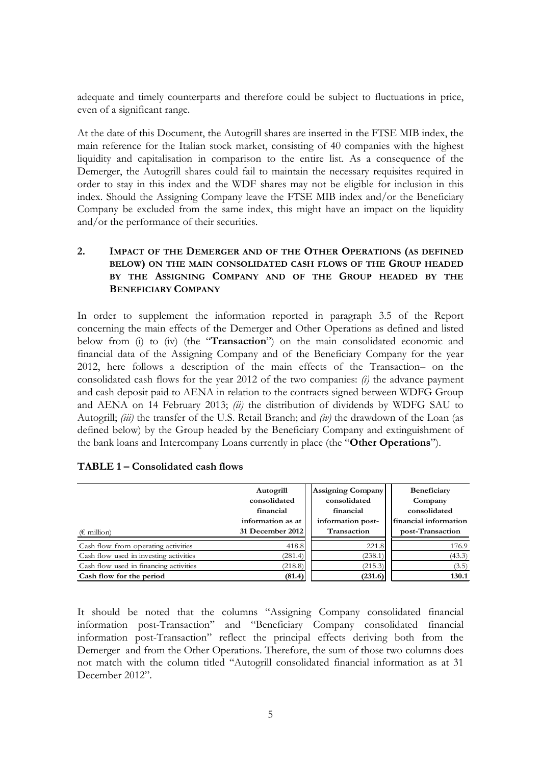adequate and timely counterparts and therefore could be subject to fluctuations in price, even of a significant range.

At the date of this Document, the Autogrill shares are inserted in the FTSE MIB index, the main reference for the Italian stock market, consisting of 40 companies with the highest liquidity and capitalisation in comparison to the entire list. As a consequence of the Demerger, the Autogrill shares could fail to maintain the necessary requisites required in order to stay in this index and the WDF shares may not be eligible for inclusion in this index. Should the Assigning Company leave the FTSE MIB index and/or the Beneficiary Company be excluded from the same index, this might have an impact on the liquidity and/or the performance of their securities.

## 2. IMPACT OF THE DEMERGER AND OF THE OTHER OPERATIONS (AS DEFINED BELOW) ON THE MAIN CONSOLIDATED CASH FLOWS OF THE GROUP HEADED BY THE ASSIGNING COMPANY AND OF THE GROUP HEADED BY THE BENEFICIARY COMPANY

In order to supplement the information reported in paragraph 3.5 of the Report concerning the main effects of the Demerger and Other Operations as defined and listed below from (i) to (iv) (the "**Transaction**") on the main consolidated economic and financial data of the Assigning Company and of the Beneficiary Company for the year 2012, here follows a description of the main effects of the Transaction– on the consolidated cash flows for the year 2012 of the two companies: *(i)* the advance payment and cash deposit paid to AENA in relation to the contracts signed between WDFG Group and AENA on 14 February 2013; *(ii)* the distribution of dividends by WDFG SAU to Autogrill; *(iii)* the transfer of the U.S. Retail Branch; and *(iv)* the drawdown of the Loan (as defined below) by the Group headed by the Beneficiary Company and extinguishment of the bank loans and Intercompany Loans currently in place (the "**Other Operations**").

**TABLE 1 – Consolidated cash flows**

| (€ million) | Autogrill consolidated financial information as at 31 December 2012 | Assigning Company consolidated financial information post-Transaction | Beneficiary Company consolidated financial information post-Transaction |
|---|---|---|---|
| Cash flow from operating activities | 418.8 | 221.8 | 176.9 |
| Cash flow used in investing activities | (281.4) | (238.1) | (43.3) |
| Cash flow used in financing activities | (218.8) | (215.3) | (3.5) |
| **Cash flow for the period** | **(81.4)** | **(231.6)** | **130.1** |

It should be noted that the columns "Assigning Company consolidated financial information post-Transaction" and "Beneficiary Company consolidated financial information post-Transaction" reflect the principal effects deriving both from the Demerger and from the Other Operations. Therefore, the sum of those two columns does not match with the column titled "Autogrill consolidated financial information as at 31 December 2012".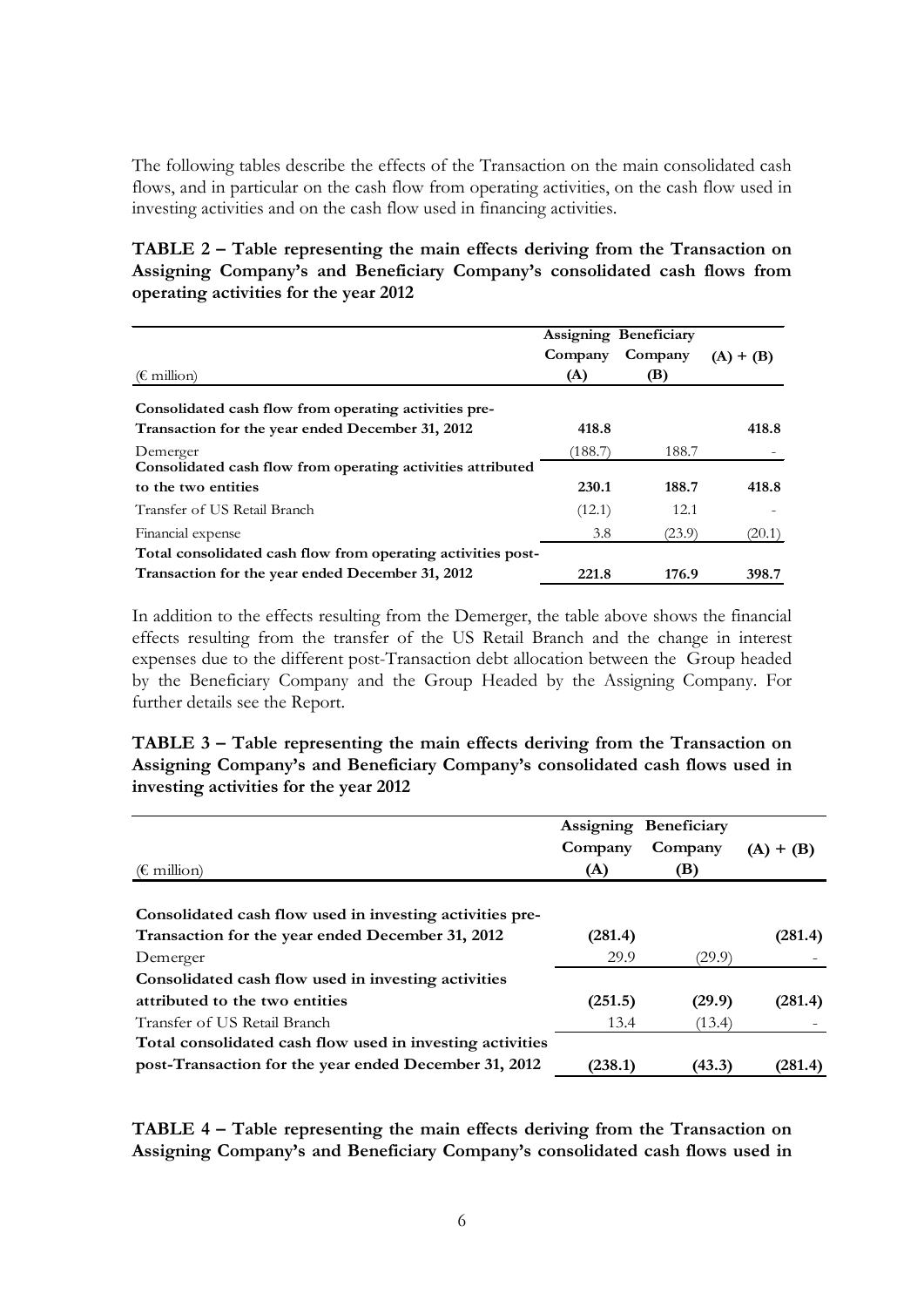The following tables describe the effects of the Transaction on the main consolidated cash flows, and in particular on the cash flow from operating activities, on the cash flow used in investing activities and on the cash flow used in financing activities.

**TABLE 2 – Table representing the main effects deriving from the Transaction on Assigning Company's and Beneficiary Company's consolidated cash flows from operating activities for the year 2012**

| (€ million) | Assigning Company (A) | Beneficiary Company (B) | (A) + (B) |
|---|---|---|---|
| **Consolidated cash flow from operating activities pre-Transaction for the year ended December 31, 2012** | **418.8** | | **418.8** |
| Demerger | (188.7) | 188.7 | - |
| **Consolidated cash flow from operating activities attributed to the two entities** | **230.1** | **188.7** | **418.8** |
| Transfer of US Retail Branch | (12.1) | 12.1 | - |
| Financial expense | 3.8 | (23.9) | (20.1) |
| **Total consolidated cash flow from operating activities post-Transaction for the year ended December 31, 2012** | **221.8** | **176.9** | **398.7** |

In addition to the effects resulting from the Demerger, the table above shows the financial effects resulting from the transfer of the US Retail Branch and the change in interest expenses due to the different post-Transaction debt allocation between the Group headed by the Beneficiary Company and the Group Headed by the Assigning Company. For further details see the Report.

**TABLE 3 – Table representing the main effects deriving from the Transaction on Assigning Company's and Beneficiary Company's consolidated cash flows used in investing activities for the year 2012**

| (€ million) | Assigning Company (A) | Beneficiary Company (B) | (A) + (B) |
|---|---|---|---|
| **Consolidated cash flow used in investing activities pre-Transaction for the year ended December 31, 2012** | **(281.4)** | | **(281.4)** |
| Demerger | 29.9 | (29.9) | - |
| **Consolidated cash flow used in investing activities attributed to the two entities** | **(251.5)** | **(29.9)** | **(281.4)** |
| Transfer of US Retail Branch | 13.4 | (13.4) | - |
| **Total consolidated cash flow used in investing activities post-Transaction for the year ended December 31, 2012** | **(238.1)** | **(43.3)** | **(281.4)** |

**TABLE 4 – Table representing the main effects deriving from the Transaction on Assigning Company's and Beneficiary Company's consolidated cash flows used in**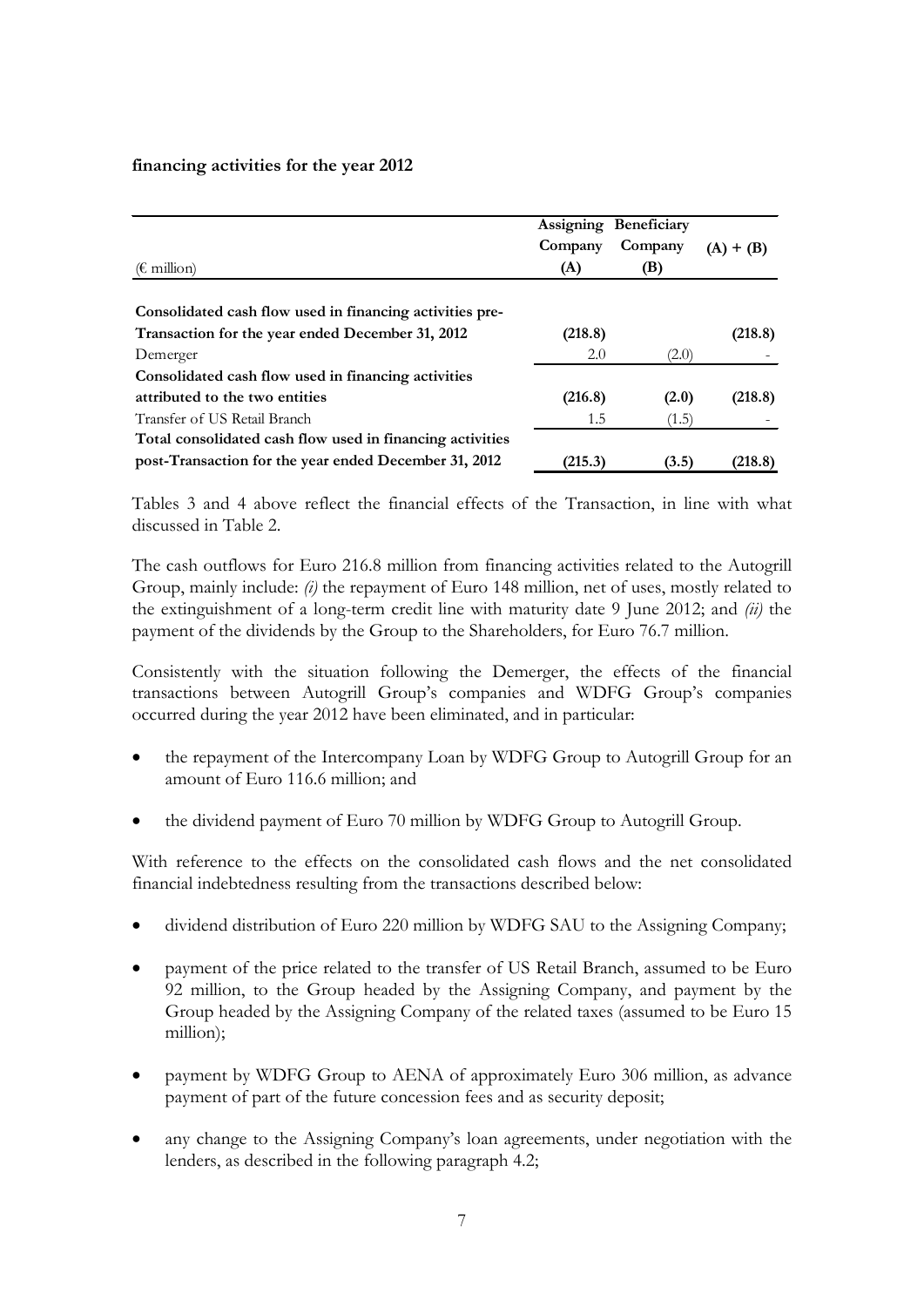**financing activities for the year 2012**

| (€ million) | Assigning Company (A) | Beneficiary Company (B) | (A) + (B) |
|---|---|---|---|
| **Consolidated cash flow used in financing activities pre-Transaction for the year ended December 31, 2012** | **(218.8)** | | **(218.8)** |
| Demerger | 2.0 | (2.0) | - |
| **Consolidated cash flow used in financing activities attributed to the two entities** | **(216.8)** | **(2.0)** | **(218.8)** |
| Transfer of US Retail Branch | 1.5 | (1.5) | - |
| **Total consolidated cash flow used in financing activities post-Transaction for the year ended December 31, 2012** | **(215.3)** | **(3.5)** | **(218.8)** |

Tables 3 and 4 above reflect the financial effects of the Transaction, in line with what discussed in Table 2.

The cash outflows for Euro 216.8 million from financing activities related to the Autogrill Group, mainly include: *(i)* the repayment of Euro 148 million, net of uses, mostly related to the extinguishment of a long-term credit line with maturity date 9 June 2012; and *(ii)* the payment of the dividends by the Group to the Shareholders, for Euro 76.7 million.

Consistently with the situation following the Demerger, the effects of the financial transactions between Autogrill Group's companies and WDFG Group's companies occurred during the year 2012 have been eliminated, and in particular:

- the repayment of the Intercompany Loan by WDFG Group to Autogrill Group for an amount of Euro 116.6 million; and
- the dividend payment of Euro 70 million by WDFG Group to Autogrill Group.

With reference to the effects on the consolidated cash flows and the net consolidated financial indebtedness resulting from the transactions described below:

- dividend distribution of Euro 220 million by WDFG SAU to the Assigning Company;
- payment of the price related to the transfer of US Retail Branch, assumed to be Euro 92 million, to the Group headed by the Assigning Company, and payment by the Group headed by the Assigning Company of the related taxes (assumed to be Euro 15 million);
- payment by WDFG Group to AENA of approximately Euro 306 million, as advance payment of part of the future concession fees and as security deposit;
- any change to the Assigning Company's loan agreements, under negotiation with the lenders, as described in the following paragraph 4.2;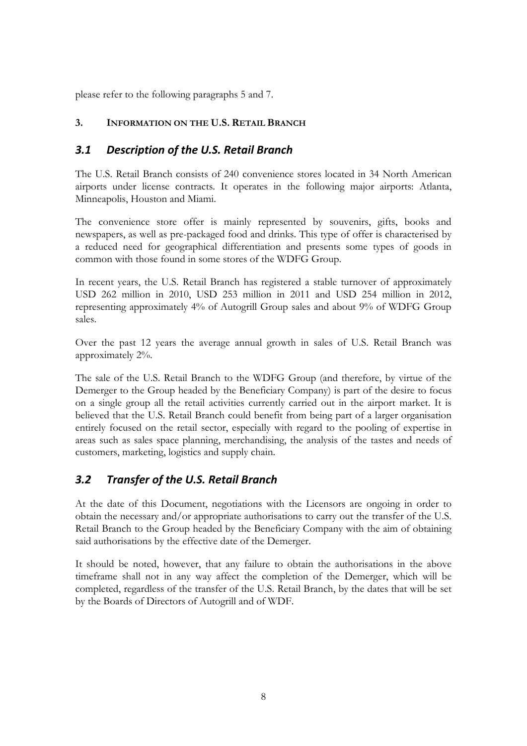please refer to the following paragraphs 5 and 7.

## 3. INFORMATION ON THE U.S. RETAIL BRANCH

### *3.1 Description of the U.S. Retail Branch*

The U.S. Retail Branch consists of 240 convenience stores located in 34 North American airports under license contracts. It operates in the following major airports: Atlanta, Minneapolis, Houston and Miami.

The convenience store offer is mainly represented by souvenirs, gifts, books and newspapers, as well as pre-packaged food and drinks. This type of offer is characterised by a reduced need for geographical differentiation and presents some types of goods in common with those found in some stores of the WDFG Group.

In recent years, the U.S. Retail Branch has registered a stable turnover of approximately USD 262 million in 2010, USD 253 million in 2011 and USD 254 million in 2012, representing approximately 4% of Autogrill Group sales and about 9% of WDFG Group sales.

Over the past 12 years the average annual growth in sales of U.S. Retail Branch was approximately 2%.

The sale of the U.S. Retail Branch to the WDFG Group (and therefore, by virtue of the Demerger to the Group headed by the Beneficiary Company) is part of the desire to focus on a single group all the retail activities currently carried out in the airport market. It is believed that the U.S. Retail Branch could benefit from being part of a larger organisation entirely focused on the retail sector, especially with regard to the pooling of expertise in areas such as sales space planning, merchandising, the analysis of the tastes and needs of customers, marketing, logistics and supply chain.

### *3.2 Transfer of the U.S. Retail Branch*

At the date of this Document, negotiations with the Licensors are ongoing in order to obtain the necessary and/or appropriate authorisations to carry out the transfer of the U.S. Retail Branch to the Group headed by the Beneficiary Company with the aim of obtaining said authorisations by the effective date of the Demerger.

It should be noted, however, that any failure to obtain the authorisations in the above timeframe shall not in any way affect the completion of the Demerger, which will be completed, regardless of the transfer of the U.S. Retail Branch, by the dates that will be set by the Boards of Directors of Autogrill and of WDF.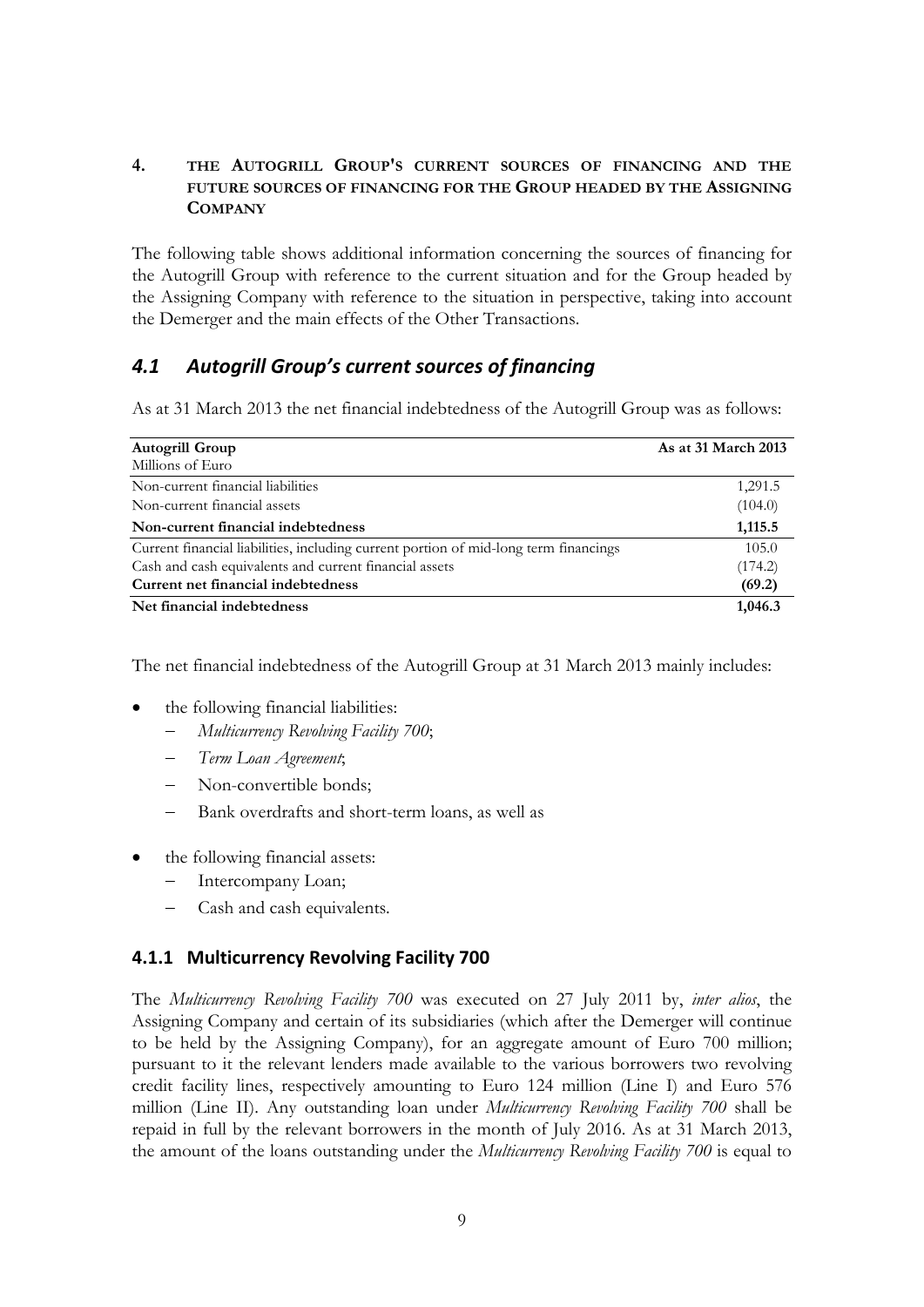## 4. THE AUTOGRILL GROUP'S CURRENT SOURCES OF FINANCING AND THE FUTURE SOURCES OF FINANCING FOR THE GROUP HEADED BY THE ASSIGNING COMPANY

The following table shows additional information concerning the sources of financing for the Autogrill Group with reference to the current situation and for the Group headed by the Assigning Company with reference to the situation in perspective, taking into account the Demerger and the main effects of the Other Transactions.

### *4.1 Autogrill Group's current sources of financing*

As at 31 March 2013 the net financial indebtedness of the Autogrill Group was as follows:

| **Autogrill Group**<br>Millions of Euro | **As at 31 March 2013** |
|---|---|
| Non-current financial liabilities | 1,291.5 |
| Non-current financial assets | (104.0) |
| **Non-current financial indebtedness** | **1,115.5** |
| Current financial liabilities, including current portion of mid-long term financings | 105.0 |
| Cash and cash equivalents and current financial assets | (174.2) |
| **Current net financial indebtedness** | **(69.2)** |
| **Net financial indebtedness** | **1,046.3** |

The net financial indebtedness of the Autogrill Group at 31 March 2013 mainly includes:

- the following financial liabilities:
  - *Multicurrency Revolving Facility 700*;
  - *Term Loan Agreement*;
  - Non-convertible bonds;
  - Bank overdrafts and short-term loans, as well as
- the following financial assets:
  - Intercompany Loan;
  - Cash and cash equivalents.

#### 4.1.1 Multicurrency Revolving Facility 700

The *Multicurrency Revolving Facility 700* was executed on 27 July 2011 by, *inter alios*, the Assigning Company and certain of its subsidiaries (which after the Demerger will continue to be held by the Assigning Company), for an aggregate amount of Euro 700 million; pursuant to it the relevant lenders made available to the various borrowers two revolving credit facility lines, respectively amounting to Euro 124 million (Line I) and Euro 576 million (Line II). Any outstanding loan under *Multicurrency Revolving Facility 700* shall be repaid in full by the relevant borrowers in the month of July 2016. As at 31 March 2013, the amount of the loans outstanding under the *Multicurrency Revolving Facility 700* is equal to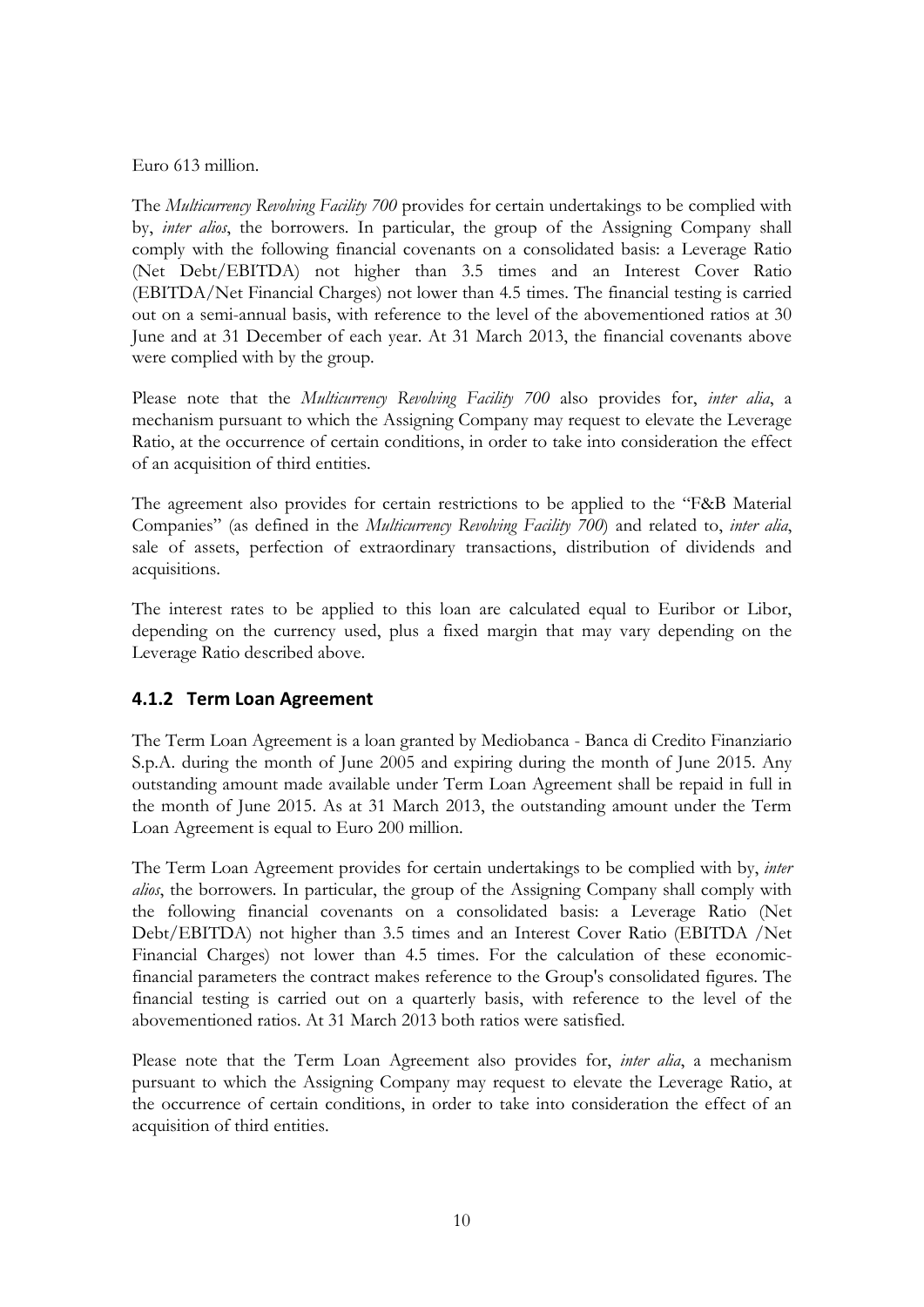Euro 613 million.

The *Multicurrency Revolving Facility 700* provides for certain undertakings to be complied with by, *inter alios*, the borrowers. In particular, the group of the Assigning Company shall comply with the following financial covenants on a consolidated basis: a Leverage Ratio (Net Debt/EBITDA) not higher than 3.5 times and an Interest Cover Ratio (EBITDA/Net Financial Charges) not lower than 4.5 times. The financial testing is carried out on a semi-annual basis, with reference to the level of the abovementioned ratios at 30 June and at 31 December of each year. At 31 March 2013, the financial covenants above were complied with by the group.

Please note that the *Multicurrency Revolving Facility 700* also provides for, *inter alia*, a mechanism pursuant to which the Assigning Company may request to elevate the Leverage Ratio, at the occurrence of certain conditions, in order to take into consideration the effect of an acquisition of third entities.

The agreement also provides for certain restrictions to be applied to the "F&B Material Companies" (as defined in the *Multicurrency Revolving Facility 700*) and related to, *inter alia*, sale of assets, perfection of extraordinary transactions, distribution of dividends and acquisitions.

The interest rates to be applied to this loan are calculated equal to Euribor or Libor, depending on the currency used, plus a fixed margin that may vary depending on the Leverage Ratio described above.

### 4.1.2 Term Loan Agreement

The Term Loan Agreement is a loan granted by Mediobanca - Banca di Credito Finanziario S.p.A. during the month of June 2005 and expiring during the month of June 2015. Any outstanding amount made available under Term Loan Agreement shall be repaid in full in the month of June 2015. As at 31 March 2013, the outstanding amount under the Term Loan Agreement is equal to Euro 200 million.

The Term Loan Agreement provides for certain undertakings to be complied with by, *inter alios*, the borrowers. In particular, the group of the Assigning Company shall comply with the following financial covenants on a consolidated basis: a Leverage Ratio (Net Debt/EBITDA) not higher than 3.5 times and an Interest Cover Ratio (EBITDA /Net Financial Charges) not lower than 4.5 times. For the calculation of these economic-financial parameters the contract makes reference to the Group's consolidated figures. The financial testing is carried out on a quarterly basis, with reference to the level of the abovementioned ratios. At 31 March 2013 both ratios were satisfied.

Please note that the Term Loan Agreement also provides for, *inter alia*, a mechanism pursuant to which the Assigning Company may request to elevate the Leverage Ratio, at the occurrence of certain conditions, in order to take into consideration the effect of an acquisition of third entities.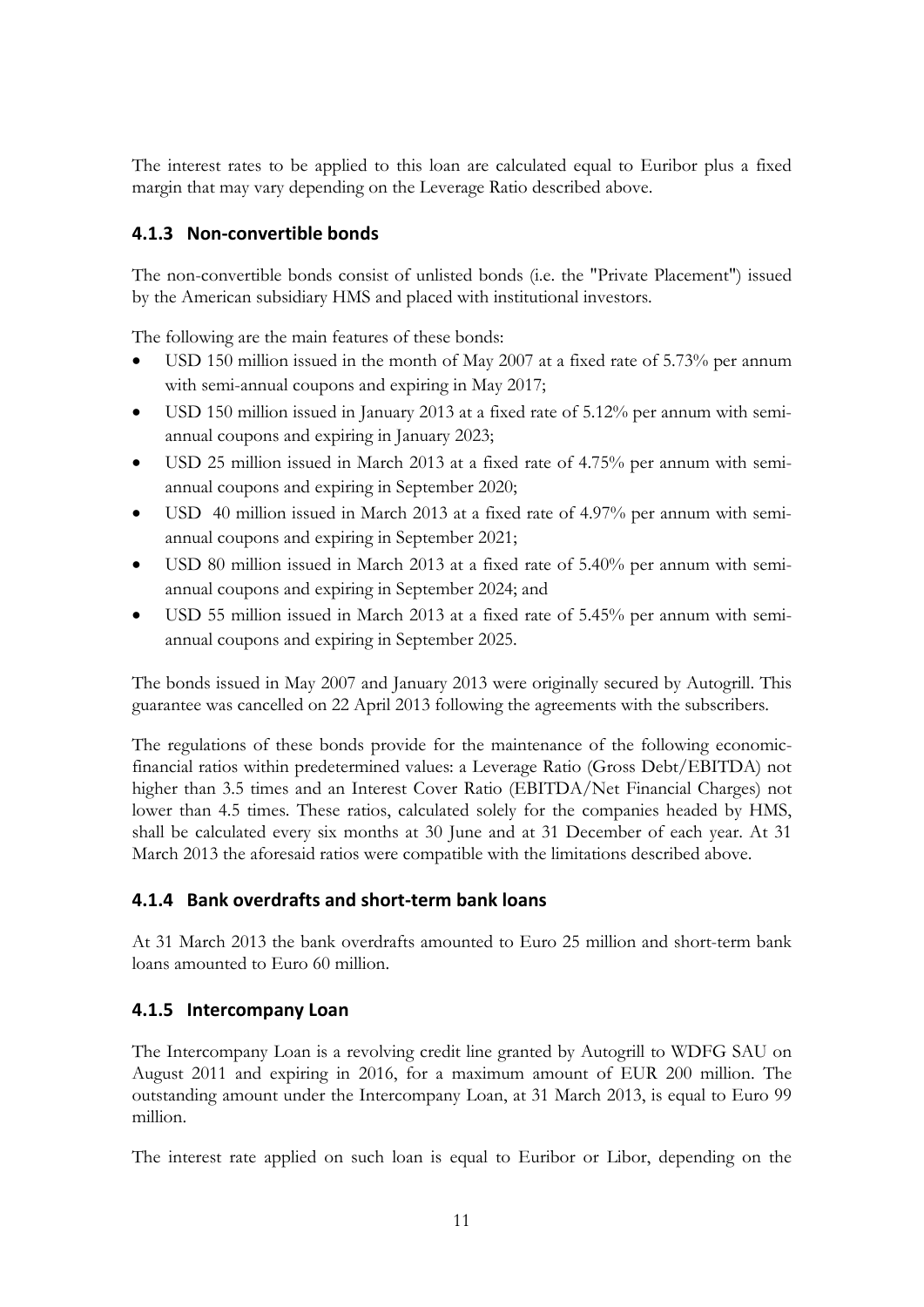The interest rates to be applied to this loan are calculated equal to Euribor plus a fixed margin that may vary depending on the Leverage Ratio described above.

### 4.1.3 Non-convertible bonds

The non-convertible bonds consist of unlisted bonds (i.e. the "Private Placement") issued by the American subsidiary HMS and placed with institutional investors.

The following are the main features of these bonds:

- USD 150 million issued in the month of May 2007 at a fixed rate of 5.73% per annum with semi-annual coupons and expiring in May 2017;
- USD 150 million issued in January 2013 at a fixed rate of 5.12% per annum with semi-annual coupons and expiring in January 2023;
- USD 25 million issued in March 2013 at a fixed rate of 4.75% per annum with semi-annual coupons and expiring in September 2020;
- USD 40 million issued in March 2013 at a fixed rate of 4.97% per annum with semi-annual coupons and expiring in September 2021;
- USD 80 million issued in March 2013 at a fixed rate of 5.40% per annum with semi-annual coupons and expiring in September 2024; and
- USD 55 million issued in March 2013 at a fixed rate of 5.45% per annum with semi-annual coupons and expiring in September 2025.

The bonds issued in May 2007 and January 2013 were originally secured by Autogrill. This guarantee was cancelled on 22 April 2013 following the agreements with the subscribers.

The regulations of these bonds provide for the maintenance of the following economic-financial ratios within predetermined values: a Leverage Ratio (Gross Debt/EBITDA) not higher than 3.5 times and an Interest Cover Ratio (EBITDA/Net Financial Charges) not lower than 4.5 times. These ratios, calculated solely for the companies headed by HMS, shall be calculated every six months at 30 June and at 31 December of each year. At 31 March 2013 the aforesaid ratios were compatible with the limitations described above.

### 4.1.4 Bank overdrafts and short-term bank loans

At 31 March 2013 the bank overdrafts amounted to Euro 25 million and short-term bank loans amounted to Euro 60 million.

### 4.1.5 Intercompany Loan

The Intercompany Loan is a revolving credit line granted by Autogrill to WDFG SAU on August 2011 and expiring in 2016, for a maximum amount of EUR 200 million. The outstanding amount under the Intercompany Loan, at 31 March 2013, is equal to Euro 99 million.

The interest rate applied on such loan is equal to Euribor or Libor, depending on the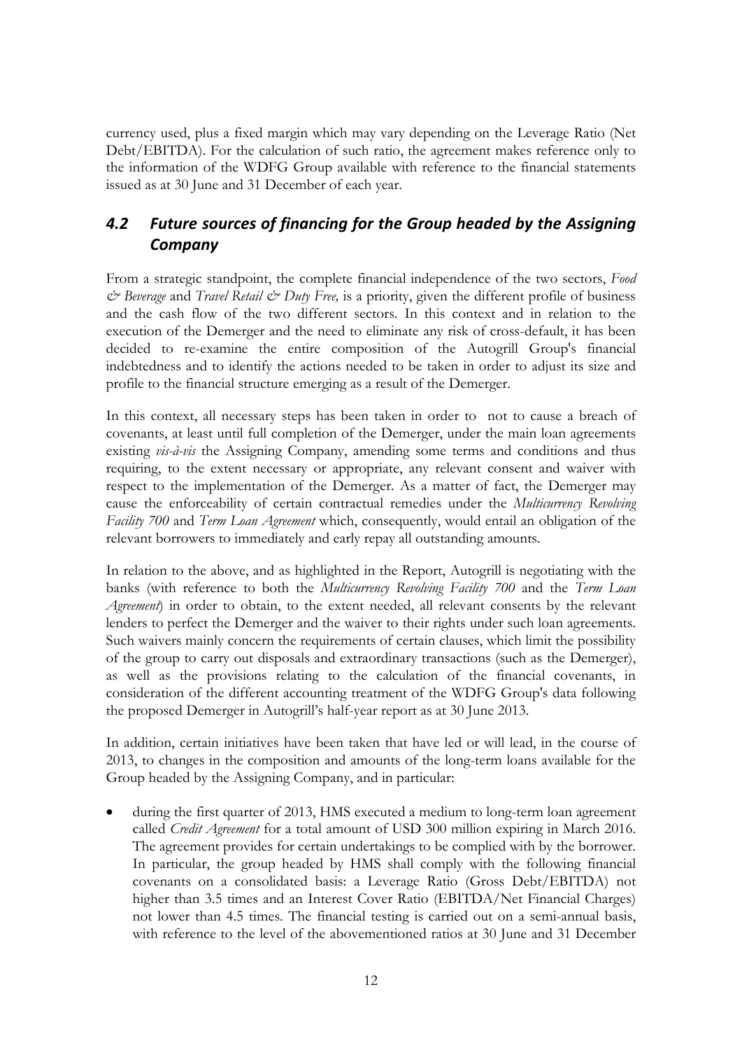currency used, plus a fixed margin which may vary depending on the Leverage Ratio (Net Debt/EBITDA). For the calculation of such ratio, the agreement makes reference only to the information of the WDFG Group available with reference to the financial statements issued as at 30 June and 31 December of each year.

## *4.2 Future sources of financing for the Group headed by the Assigning Company*

From a strategic standpoint, the complete financial independence of the two sectors, *Food & Beverage* and *Travel Retail & Duty Free,* is a priority, given the different profile of business and the cash flow of the two different sectors. In this context and in relation to the execution of the Demerger and the need to eliminate any risk of cross-default, it has been decided to re-examine the entire composition of the Autogrill Group's financial indebtedness and to identify the actions needed to be taken in order to adjust its size and profile to the financial structure emerging as a result of the Demerger.

In this context, all necessary steps has been taken in order to not to cause a breach of covenants, at least until full completion of the Demerger, under the main loan agreements existing *vis-à-vis* the Assigning Company, amending some terms and conditions and thus requiring, to the extent necessary or appropriate, any relevant consent and waiver with respect to the implementation of the Demerger. As a matter of fact, the Demerger may cause the enforceability of certain contractual remedies under the *Multicurrency Revolving Facility 700* and *Term Loan Agreement* which, consequently, would entail an obligation of the relevant borrowers to immediately and early repay all outstanding amounts.

In relation to the above, and as highlighted in the Report, Autogrill is negotiating with the banks (with reference to both the *Multicurrency Revolving Facility 700* and the *Term Loan Agreement*) in order to obtain, to the extent needed, all relevant consents by the relevant lenders to perfect the Demerger and the waiver to their rights under such loan agreements. Such waivers mainly concern the requirements of certain clauses, which limit the possibility of the group to carry out disposals and extraordinary transactions (such as the Demerger), as well as the provisions relating to the calculation of the financial covenants, in consideration of the different accounting treatment of the WDFG Group's data following the proposed Demerger in Autogrill's half-year report as at 30 June 2013.

In addition, certain initiatives have been taken that have led or will lead, in the course of 2013, to changes in the composition and amounts of the long-term loans available for the Group headed by the Assigning Company, and in particular:

- during the first quarter of 2013, HMS executed a medium to long-term loan agreement called *Credit Agreement* for a total amount of USD 300 million expiring in March 2016. The agreement provides for certain undertakings to be complied with by the borrower. In particular, the group headed by HMS shall comply with the following financial covenants on a consolidated basis: a Leverage Ratio (Gross Debt/EBITDA) not higher than 3.5 times and an Interest Cover Ratio (EBITDA/Net Financial Charges) not lower than 4.5 times. The financial testing is carried out on a semi-annual basis, with reference to the level of the abovementioned ratios at 30 June and 31 December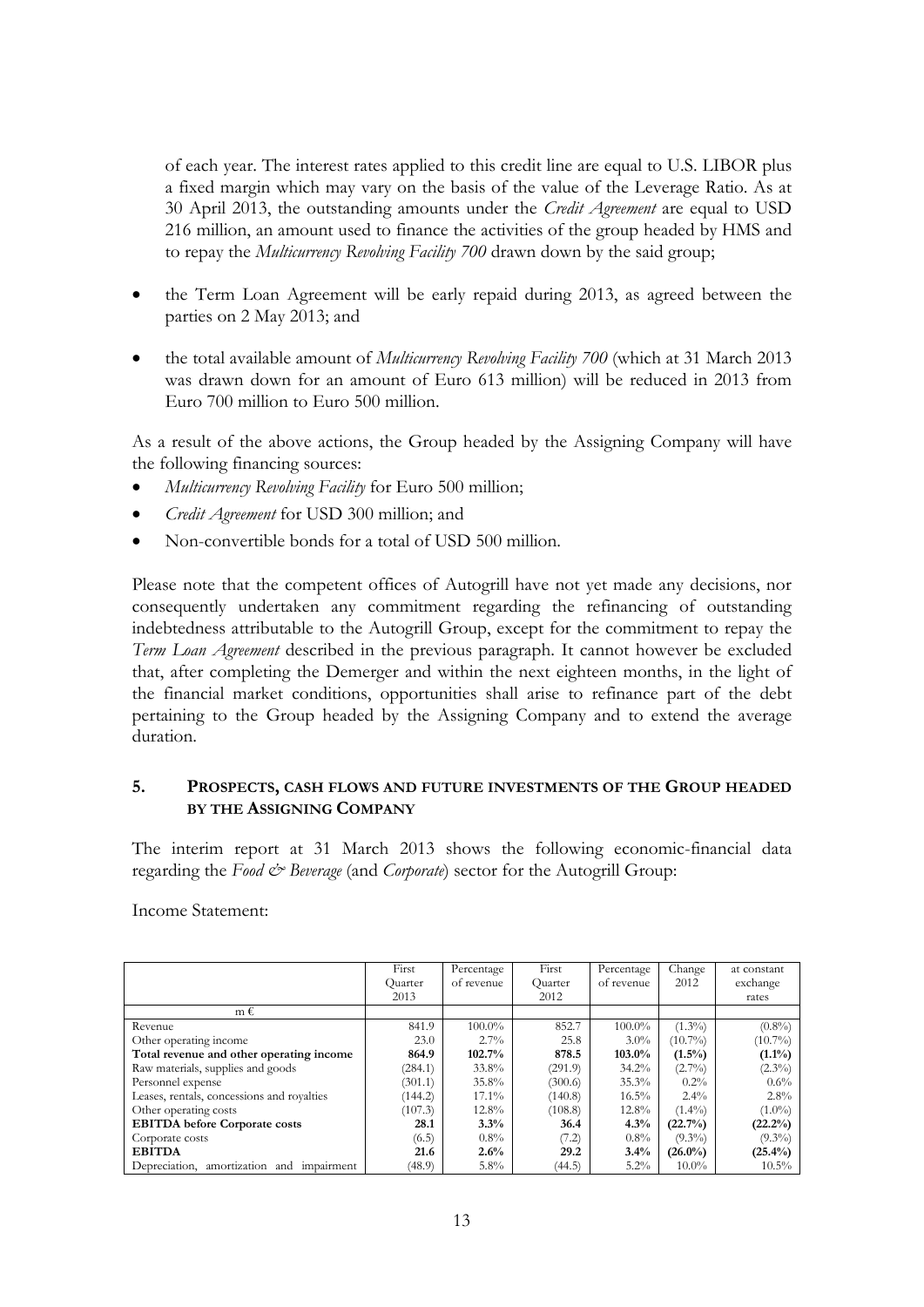of each year. The interest rates applied to this credit line are equal to U.S. LIBOR plus a fixed margin which may vary on the basis of the value of the Leverage Ratio. As at 30 April 2013, the outstanding amounts under the *Credit Agreement* are equal to USD 216 million, an amount used to finance the activities of the group headed by HMS and to repay the *Multicurrency Revolving Facility 700* drawn down by the said group;

- the Term Loan Agreement will be early repaid during 2013, as agreed between the parties on 2 May 2013; and
- the total available amount of *Multicurrency Revolving Facility 700* (which at 31 March 2013 was drawn down for an amount of Euro 613 million) will be reduced in 2013 from Euro 700 million to Euro 500 million.

As a result of the above actions, the Group headed by the Assigning Company will have the following financing sources:

- *Multicurrency Revolving Facility* for Euro 500 million;
- *Credit Agreement* for USD 300 million; and
- Non-convertible bonds for a total of USD 500 million.

Please note that the competent offices of Autogrill have not yet made any decisions, nor consequently undertaken any commitment regarding the refinancing of outstanding indebtedness attributable to the Autogrill Group, except for the commitment to repay the *Term Loan Agreement* described in the previous paragraph. It cannot however be excluded that, after completing the Demerger and within the next eighteen months, in the light of the financial market conditions, opportunities shall arise to refinance part of the debt pertaining to the Group headed by the Assigning Company and to extend the average duration.

## 5. PROSPECTS, CASH FLOWS AND FUTURE INVESTMENTS OF THE GROUP HEADED BY THE ASSIGNING COMPANY

The interim report at 31 March 2013 shows the following economic-financial data regarding the *Food & Beverage* (and *Corporate*) sector for the Autogrill Group:

Income Statement:

| | First Quarter 2013 | Percentage of revenue | First Quarter 2012 | Percentage of revenue | Change 2012 | at constant exchange rates |
|---|---|---|---|---|---|---|
| m € | | | | | | |
| Revenue | 841.9 | 100.0% | 852.7 | 100.0% | (1.3%) | (0.8%) |
| Other operating income | 23.0 | 2.7% | 25.8 | 3.0% | (10.7%) | (10.7%) |
| **Total revenue and other operating income** | **864.9** | **102.7%** | **878.5** | **103.0%** | **(1.5%)** | **(1.1%)** |
| Raw materials, supplies and goods | (284.1) | 33.8% | (291.9) | 34.2% | (2.7%) | (2.3%) |
| Personnel expense | (301.1) | 35.8% | (300.6) | 35.3% | 0.2% | 0.6% |
| Leases, rentals, concessions and royalties | (144.2) | 17.1% | (140.8) | 16.5% | 2.4% | 2.8% |
| Other operating costs | (107.3) | 12.8% | (108.8) | 12.8% | (1.4%) | (1.0%) |
| **EBITDA before Corporate costs** | **28.1** | **3.3%** | **36.4** | **4.3%** | **(22.7%)** | **(22.2%)** |
| Corporate costs | (6.5) | 0.8% | (7.2) | 0.8% | (9.3%) | (9.3%) |
| **EBITDA** | **21.6** | **2.6%** | **29.2** | **3.4%** | **(26.0%)** | **(25.4%)** |
| Depreciation, amortization and impairment | (48.9) | 5.8% | (44.5) | 5.2% | 10.0% | 10.5% |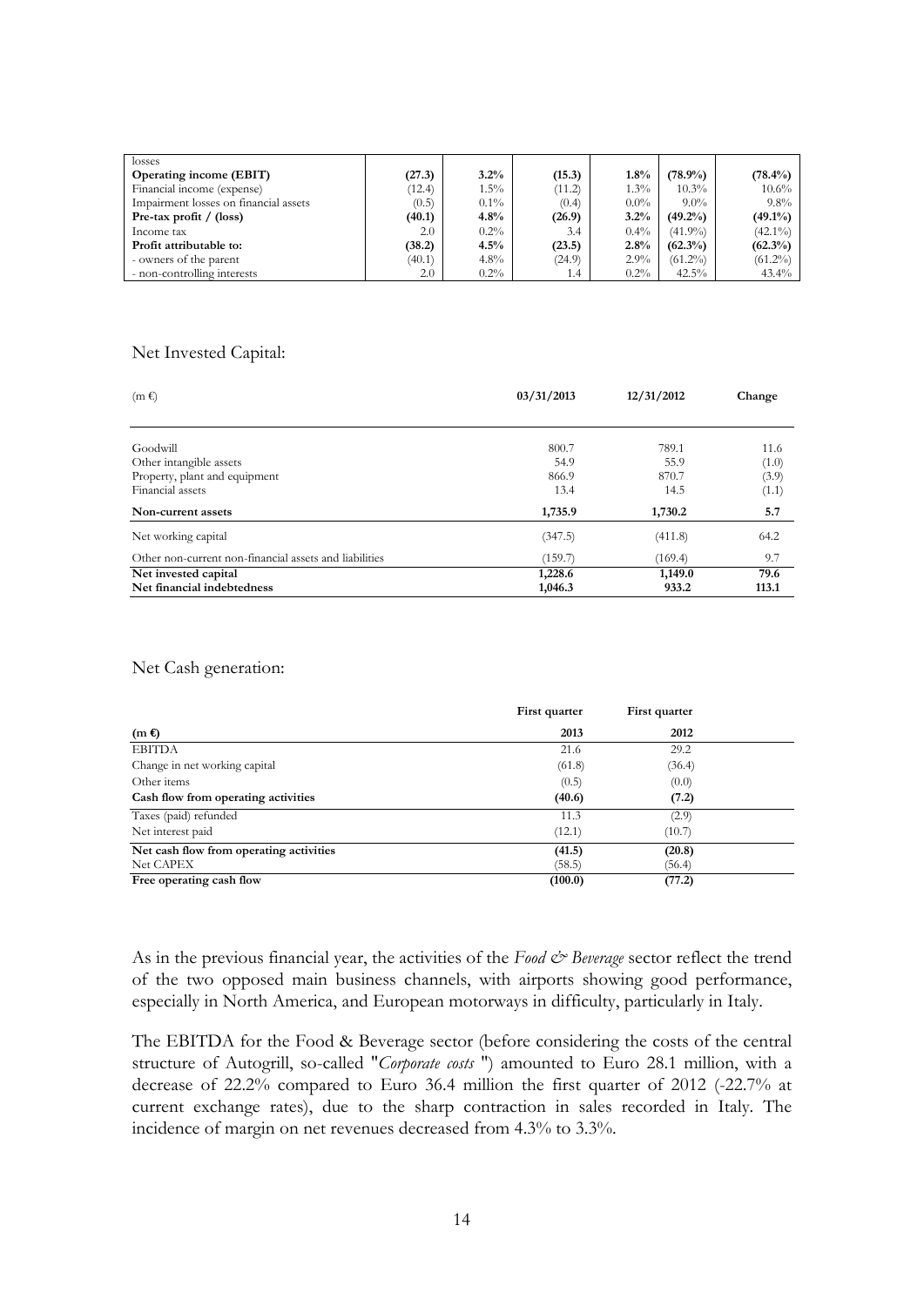| losses | | | | | | |
|---|---|---|---|---|---|---|
| **Operating income (EBIT)** | **(27.3)** | **3.2%** | **(15.3)** | **1.8%** | **(78.9%)** | **(78.4%)** |
| Financial income (expense) | (12.4) | 1.5% | (11.2) | 1.3% | 10.3% | 10.6% |
| Impairment losses on financial assets | (0.5) | 0.1% | (0.4) | 0.0% | 9.0% | 9.8% |
| **Pre-tax profit / (loss)** | **(40.1)** | **4.8%** | **(26.9)** | **3.2%** | **(49.2%)** | **(49.1%)** |
| Income tax | 2.0 | 0.2% | 3.4 | 0.4% | (41.9%) | (42.1%) |
| **Profit attributable to:** | **(38.2)** | **4.5%** | **(23.5)** | **2.8%** | **(62.3%)** | **(62.3%)** |
| - owners of the parent | (40.1) | 4.8% | (24.9) | 2.9% | (61.2%) | (61.2%) |
| - non-controlling interests | 2.0 | 0.2% | 1.4 | 0.2% | 42.5% | 43.4% |

Net Invested Capital:

| (m €) | 03/31/2013 | 12/31/2012 | Change |
|---|---|---|---|
| Goodwill | 800.7 | 789.1 | 11.6 |
| Other intangible assets | 54.9 | 55.9 | (1.0) |
| Property, plant and equipment | 866.9 | 870.7 | (3.9) |
| Financial assets | 13.4 | 14.5 | (1.1) |
| **Non-current assets** | **1,735.9** | **1,730.2** | **5.7** |
| Net working capital | (347.5) | (411.8) | 64.2 |
| Other non-current non-financial assets and liabilities | (159.7) | (169.4) | 9.7 |
| **Net invested capital** | **1,228.6** | **1,149.0** | **79.6** |
| **Net financial indebtedness** | **1,046.3** | **933.2** | **113.1** |

Net Cash generation:

| | First quarter | First quarter |
|---|---|---|
| **(m €)** | **2013** | **2012** |
| EBITDA | 21.6 | 29.2 |
| Change in net working capital | (61.8) | (36.4) |
| Other items | (0.5) | (0.0) |
| **Cash flow from operating activities** | **(40.6)** | **(7.2)** |
| Taxes (paid) refunded | 11.3 | (2.9) |
| Net interest paid | (12.1) | (10.7) |
| **Net cash flow from operating activities** | **(41.5)** | **(20.8)** |
| Net CAPEX | (58.5) | (56.4) |
| **Free operating cash flow** | **(100.0)** | **(77.2)** |

As in the previous financial year, the activities of the *Food & Beverage* sector reflect the trend of the two opposed main business channels, with airports showing good performance, especially in North America, and European motorways in difficulty, particularly in Italy.

The EBITDA for the Food & Beverage sector (before considering the costs of the central structure of Autogrill, so-called "*Corporate costs* ") amounted to Euro 28.1 million, with a decrease of 22.2% compared to Euro 36.4 million the first quarter of 2012 (-22.7% at current exchange rates), due to the sharp contraction in sales recorded in Italy. The incidence of margin on net revenues decreased from 4.3% to 3.3%.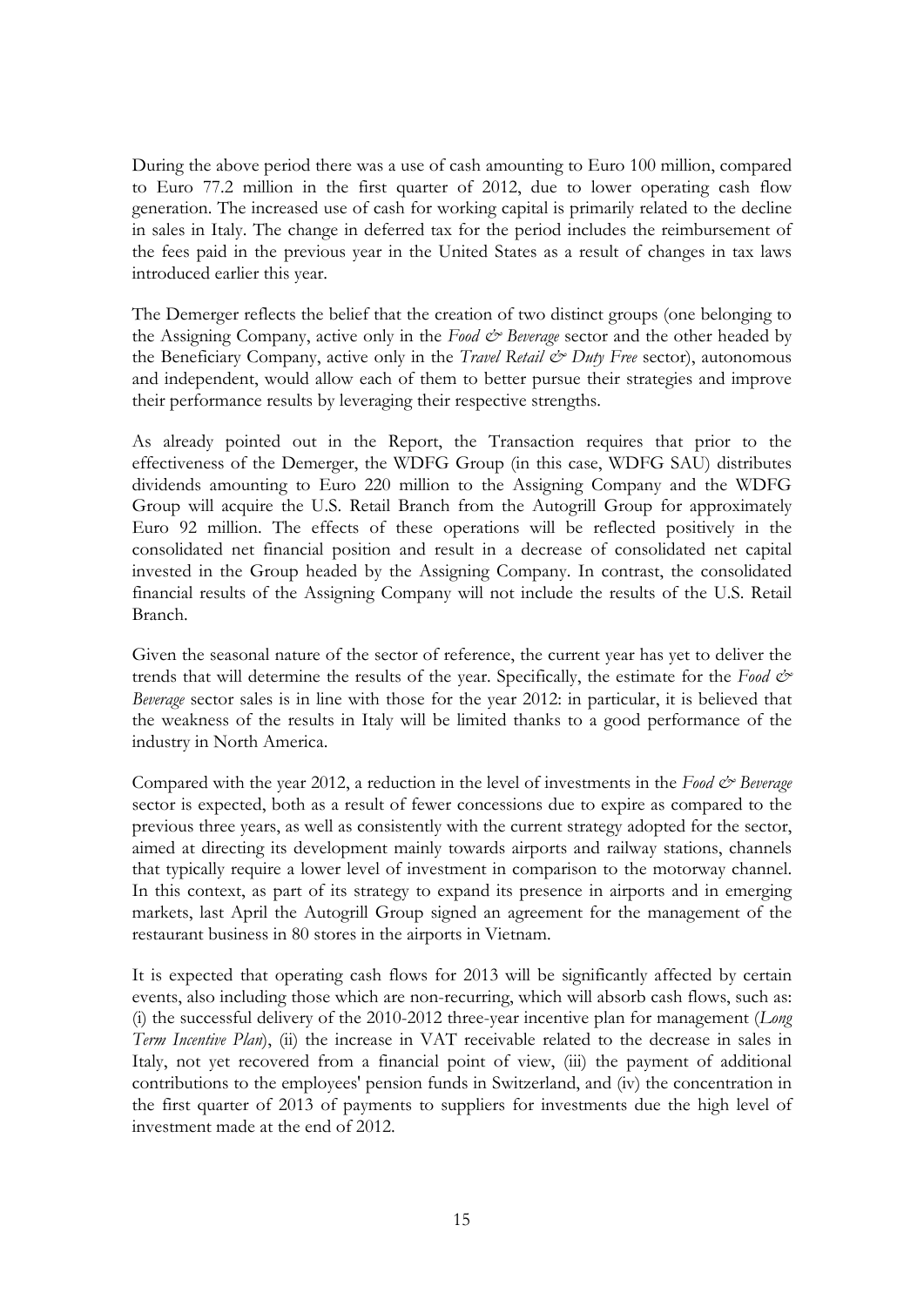During the above period there was a use of cash amounting to Euro 100 million, compared to Euro 77.2 million in the first quarter of 2012, due to lower operating cash flow generation. The increased use of cash for working capital is primarily related to the decline in sales in Italy. The change in deferred tax for the period includes the reimbursement of the fees paid in the previous year in the United States as a result of changes in tax laws introduced earlier this year.

The Demerger reflects the belief that the creation of two distinct groups (one belonging to the Assigning Company, active only in the *Food & Beverage* sector and the other headed by the Beneficiary Company, active only in the *Travel Retail & Duty Free* sector), autonomous and independent, would allow each of them to better pursue their strategies and improve their performance results by leveraging their respective strengths.

As already pointed out in the Report, the Transaction requires that prior to the effectiveness of the Demerger, the WDFG Group (in this case, WDFG SAU) distributes dividends amounting to Euro 220 million to the Assigning Company and the WDFG Group will acquire the U.S. Retail Branch from the Autogrill Group for approximately Euro 92 million. The effects of these operations will be reflected positively in the consolidated net financial position and result in a decrease of consolidated net capital invested in the Group headed by the Assigning Company. In contrast, the consolidated financial results of the Assigning Company will not include the results of the U.S. Retail Branch.

Given the seasonal nature of the sector of reference, the current year has yet to deliver the trends that will determine the results of the year. Specifically, the estimate for the *Food & Beverage* sector sales is in line with those for the year 2012: in particular, it is believed that the weakness of the results in Italy will be limited thanks to a good performance of the industry in North America.

Compared with the year 2012, a reduction in the level of investments in the *Food & Beverage* sector is expected, both as a result of fewer concessions due to expire as compared to the previous three years, as well as consistently with the current strategy adopted for the sector, aimed at directing its development mainly towards airports and railway stations, channels that typically require a lower level of investment in comparison to the motorway channel. In this context, as part of its strategy to expand its presence in airports and in emerging markets, last April the Autogrill Group signed an agreement for the management of the restaurant business in 80 stores in the airports in Vietnam.

It is expected that operating cash flows for 2013 will be significantly affected by certain events, also including those which are non-recurring, which will absorb cash flows, such as: (i) the successful delivery of the 2010-2012 three-year incentive plan for management (*Long Term Incentive Plan*), (ii) the increase in VAT receivable related to the decrease in sales in Italy, not yet recovered from a financial point of view, (iii) the payment of additional contributions to the employees' pension funds in Switzerland, and (iv) the concentration in the first quarter of 2013 of payments to suppliers for investments due the high level of investment made at the end of 2012.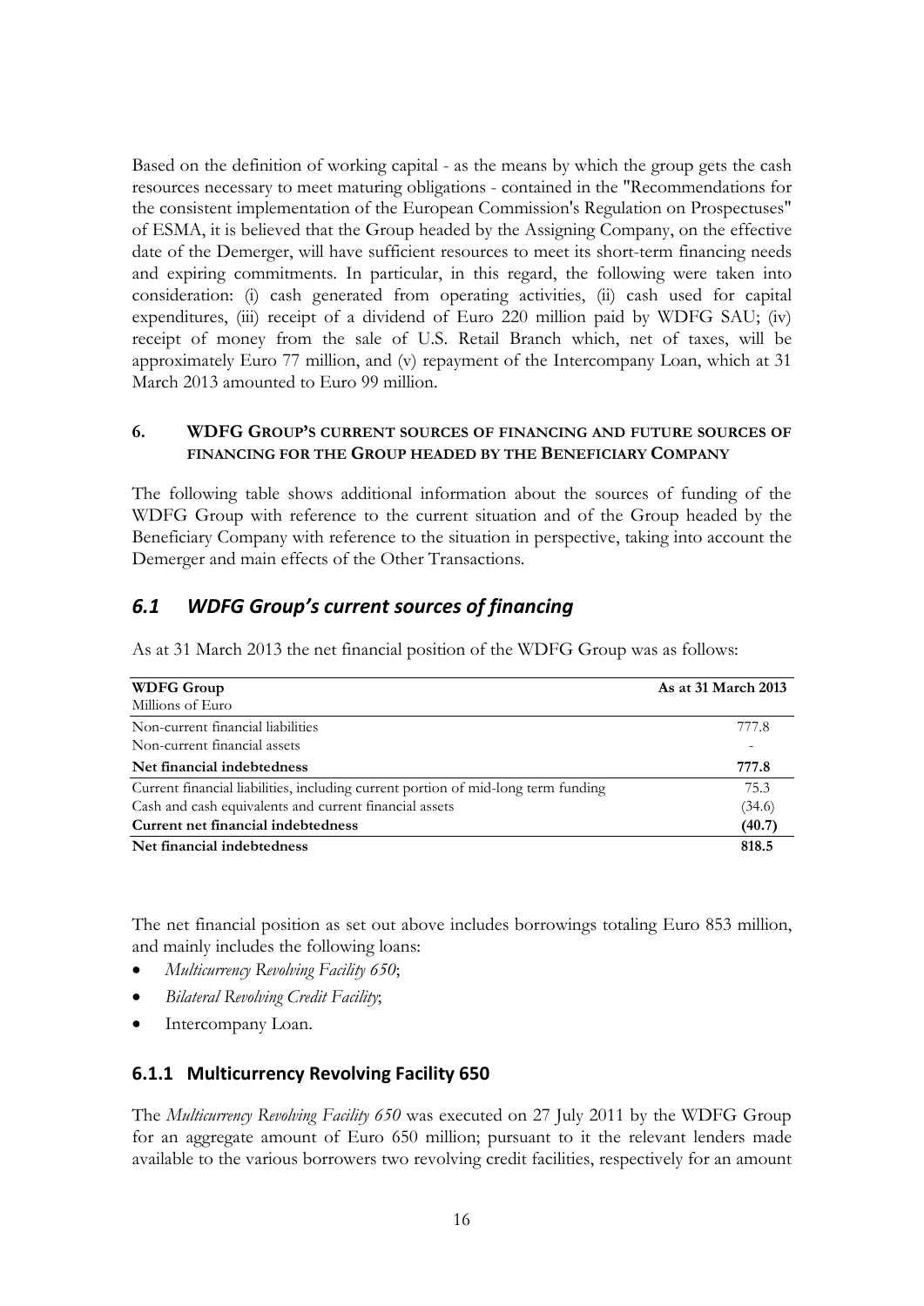Based on the definition of working capital - as the means by which the group gets the cash resources necessary to meet maturing obligations - contained in the "Recommendations for the consistent implementation of the European Commission's Regulation on Prospectuses" of ESMA, it is believed that the Group headed by the Assigning Company, on the effective date of the Demerger, will have sufficient resources to meet its short-term financing needs and expiring commitments. In particular, in this regard, the following were taken into consideration: (i) cash generated from operating activities, (ii) cash used for capital expenditures, (iii) receipt of a dividend of Euro 220 million paid by WDFG SAU; (iv) receipt of money from the sale of U.S. Retail Branch which, net of taxes, will be approximately Euro 77 million, and (v) repayment of the Intercompany Loan, which at 31 March 2013 amounted to Euro 99 million.

## 6. WDFG GROUP'S CURRENT SOURCES OF FINANCING AND FUTURE SOURCES OF FINANCING FOR THE GROUP HEADED BY THE BENEFICIARY COMPANY

The following table shows additional information about the sources of funding of the WDFG Group with reference to the current situation and of the Group headed by the Beneficiary Company with reference to the situation in perspective, taking into account the Demerger and main effects of the Other Transactions.

## *6.1 WDFG Group's current sources of financing*

As at 31 March 2013 the net financial position of the WDFG Group was as follows:

| **WDFG Group**<br>Millions of Euro | **As at 31 March 2013** |
|---|---|
| Non-current financial liabilities | 777.8 |
| Non-current financial assets | - |
| **Net financial indebtedness** | **777.8** |
| Current financial liabilities, including current portion of mid-long term funding | 75.3 |
| Cash and cash equivalents and current financial assets | (34.6) |
| **Current net financial indebtedness** | **(40.7)** |
| **Net financial indebtedness** | **818.5** |

The net financial position as set out above includes borrowings totaling Euro 853 million, and mainly includes the following loans:

- *Multicurrency Revolving Facility 650*;
- *Bilateral Revolving Credit Facility*;
- Intercompany Loan.

### 6.1.1 Multicurrency Revolving Facility 650

The *Multicurrency Revolving Facility 650* was executed on 27 July 2011 by the WDFG Group for an aggregate amount of Euro 650 million; pursuant to it the relevant lenders made available to the various borrowers two revolving credit facilities, respectively for an amount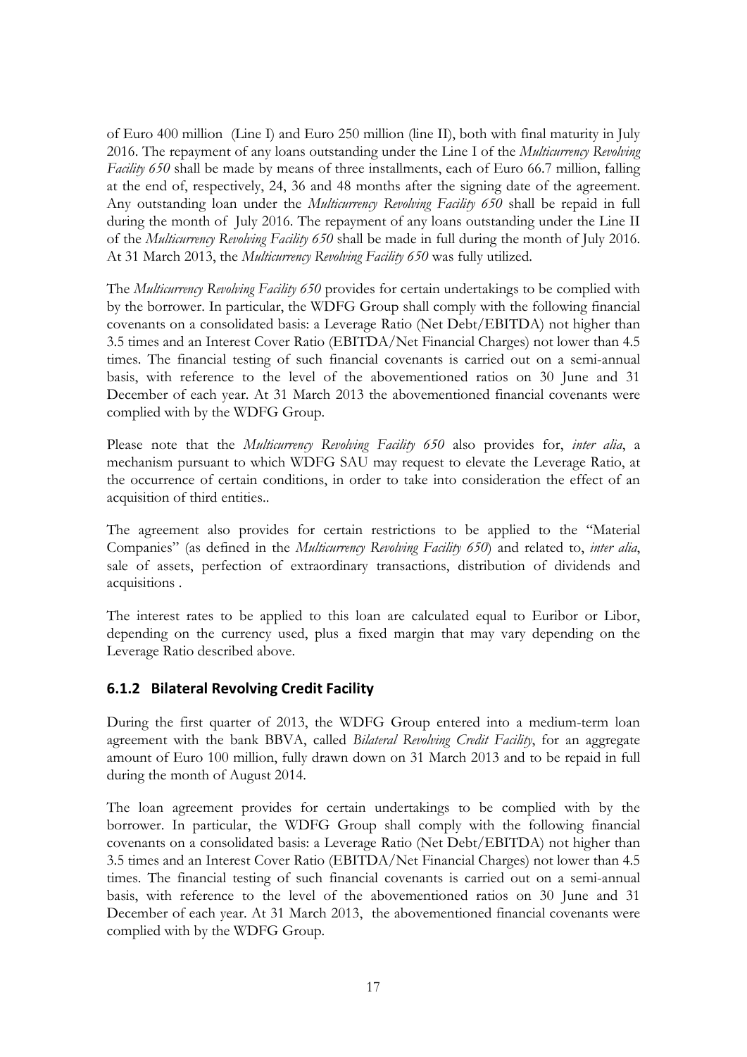of Euro 400 million (Line I) and Euro 250 million (line II), both with final maturity in July 2016. The repayment of any loans outstanding under the Line I of the *Multicurrency Revolving Facility 650* shall be made by means of three installments, each of Euro 66.7 million, falling at the end of, respectively, 24, 36 and 48 months after the signing date of the agreement. Any outstanding loan under the *Multicurrency Revolving Facility 650* shall be repaid in full during the month of July 2016. The repayment of any loans outstanding under the Line II of the *Multicurrency Revolving Facility 650* shall be made in full during the month of July 2016. At 31 March 2013, the *Multicurrency Revolving Facility 650* was fully utilized.

The *Multicurrency Revolving Facility 650* provides for certain undertakings to be complied with by the borrower. In particular, the WDFG Group shall comply with the following financial covenants on a consolidated basis: a Leverage Ratio (Net Debt/EBITDA) not higher than 3.5 times and an Interest Cover Ratio (EBITDA/Net Financial Charges) not lower than 4.5 times. The financial testing of such financial covenants is carried out on a semi-annual basis, with reference to the level of the abovementioned ratios on 30 June and 31 December of each year. At 31 March 2013 the abovementioned financial covenants were complied with by the WDFG Group.

Please note that the *Multicurrency Revolving Facility 650* also provides for, *inter alia*, a mechanism pursuant to which WDFG SAU may request to elevate the Leverage Ratio, at the occurrence of certain conditions, in order to take into consideration the effect of an acquisition of third entities..

The agreement also provides for certain restrictions to be applied to the "Material Companies" (as defined in the *Multicurrency Revolving Facility 650*) and related to, *inter alia*, sale of assets, perfection of extraordinary transactions, distribution of dividends and acquisitions .

The interest rates to be applied to this loan are calculated equal to Euribor or Libor, depending on the currency used, plus a fixed margin that may vary depending on the Leverage Ratio described above.

### 6.1.2 Bilateral Revolving Credit Facility

During the first quarter of 2013, the WDFG Group entered into a medium-term loan agreement with the bank BBVA, called *Bilateral Revolving Credit Facility*, for an aggregate amount of Euro 100 million, fully drawn down on 31 March 2013 and to be repaid in full during the month of August 2014.

The loan agreement provides for certain undertakings to be complied with by the borrower. In particular, the WDFG Group shall comply with the following financial covenants on a consolidated basis: a Leverage Ratio (Net Debt/EBITDA) not higher than 3.5 times and an Interest Cover Ratio (EBITDA/Net Financial Charges) not lower than 4.5 times. The financial testing of such financial covenants is carried out on a semi-annual basis, with reference to the level of the abovementioned ratios on 30 June and 31 December of each year. At 31 March 2013, the abovementioned financial covenants were complied with by the WDFG Group.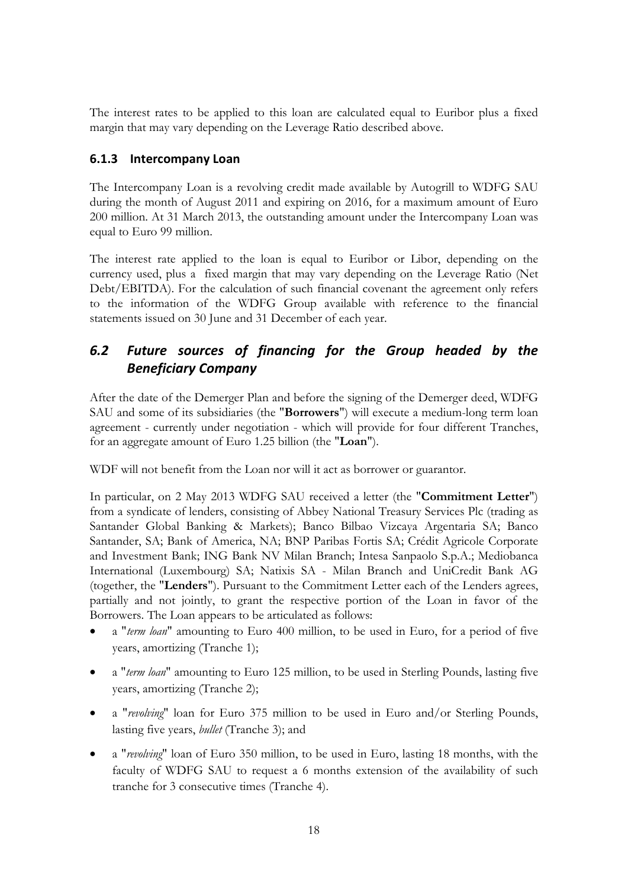The interest rates to be applied to this loan are calculated equal to Euribor plus a fixed margin that may vary depending on the Leverage Ratio described above.

### 6.1.3 Intercompany Loan

The Intercompany Loan is a revolving credit made available by Autogrill to WDFG SAU during the month of August 2011 and expiring on 2016, for a maximum amount of Euro 200 million. At 31 March 2013, the outstanding amount under the Intercompany Loan was equal to Euro 99 million.

The interest rate applied to the loan is equal to Euribor or Libor, depending on the currency used, plus a fixed margin that may vary depending on the Leverage Ratio (Net Debt/EBITDA). For the calculation of such financial covenant the agreement only refers to the information of the WDFG Group available with reference to the financial statements issued on 30 June and 31 December of each year.

## *6.2 Future sources of financing for the Group headed by the Beneficiary Company*

After the date of the Demerger Plan and before the signing of the Demerger deed, WDFG SAU and some of its subsidiaries (the "**Borrowers**") will execute a medium-long term loan agreement - currently under negotiation - which will provide for four different Tranches, for an aggregate amount of Euro 1.25 billion (the "**Loan**").

WDF will not benefit from the Loan nor will it act as borrower or guarantor.

In particular, on 2 May 2013 WDFG SAU received a letter (the "**Commitment Letter**") from a syndicate of lenders, consisting of Abbey National Treasury Services Plc (trading as Santander Global Banking & Markets); Banco Bilbao Vizcaya Argentaria SA; Banco Santander, SA; Bank of America, NA; BNP Paribas Fortis SA; Crédit Agricole Corporate and Investment Bank; ING Bank NV Milan Branch; Intesa Sanpaolo S.p.A.; Mediobanca International (Luxembourg) SA; Natixis SA - Milan Branch and UniCredit Bank AG (together, the "**Lenders**"). Pursuant to the Commitment Letter each of the Lenders agrees, partially and not jointly, to grant the respective portion of the Loan in favor of the Borrowers. The Loan appears to be articulated as follows:

- a "*term loan*" amounting to Euro 400 million, to be used in Euro, for a period of five years, amortizing (Tranche 1);
- a "*term loan*" amounting to Euro 125 million, to be used in Sterling Pounds, lasting five years, amortizing (Tranche 2);
- a "*revolving*" loan for Euro 375 million to be used in Euro and/or Sterling Pounds, lasting five years, *bullet* (Tranche 3); and
- a "*revolving*" loan of Euro 350 million, to be used in Euro, lasting 18 months, with the faculty of WDFG SAU to request a 6 months extension of the availability of such tranche for 3 consecutive times (Tranche 4).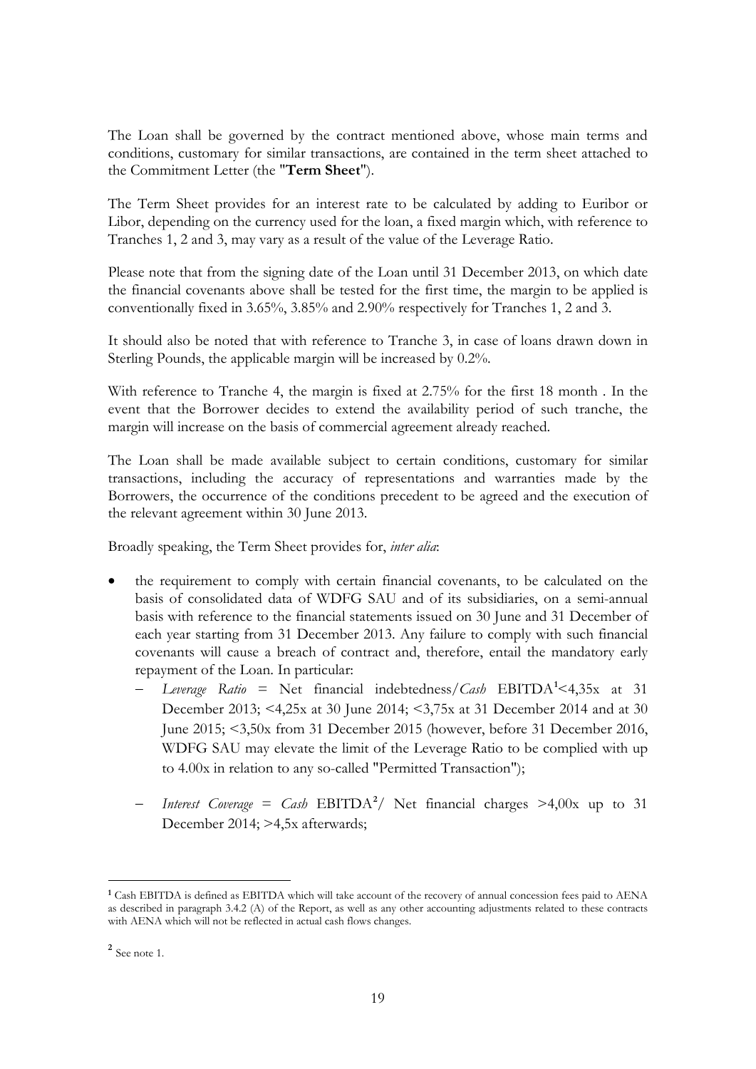The Loan shall be governed by the contract mentioned above, whose main terms and conditions, customary for similar transactions, are contained in the term sheet attached to the Commitment Letter (the "**Term Sheet**").

The Term Sheet provides for an interest rate to be calculated by adding to Euribor or Libor, depending on the currency used for the loan, a fixed margin which, with reference to Tranches 1, 2 and 3, may vary as a result of the value of the Leverage Ratio.

Please note that from the signing date of the Loan until 31 December 2013, on which date the financial covenants above shall be tested for the first time, the margin to be applied is conventionally fixed in 3.65%, 3.85% and 2.90% respectively for Tranches 1, 2 and 3.

It should also be noted that with reference to Tranche 3, in case of loans drawn down in Sterling Pounds, the applicable margin will be increased by 0.2%.

With reference to Tranche 4, the margin is fixed at 2.75% for the first 18 month . In the event that the Borrower decides to extend the availability period of such tranche, the margin will increase on the basis of commercial agreement already reached.

The Loan shall be made available subject to certain conditions, customary for similar transactions, including the accuracy of representations and warranties made by the Borrowers, the occurrence of the conditions precedent to be agreed and the execution of the relevant agreement within 30 June 2013.

Broadly speaking, the Term Sheet provides for, *inter alia*:

- the requirement to comply with certain financial covenants, to be calculated on the basis of consolidated data of WDFG SAU and of its subsidiaries, on a semi-annual basis with reference to the financial statements issued on 30 June and 31 December of each year starting from 31 December 2013. Any failure to comply with such financial covenants will cause a breach of contract and, therefore, entail the mandatory early repayment of the Loan. In particular:
  - *Leverage Ratio* = Net financial indebtedness/*Cash* EBITDA[1]<4,35x at 31 December 2013; <4,25x at 30 June 2014; <3,75x at 31 December 2014 and at 30 June 2015; <3,50x from 31 December 2015 (however, before 31 December 2016, WDFG SAU may elevate the limit of the Leverage Ratio to be complied with up to 4.00x in relation to any so-called "Permitted Transaction");
  - *Interest Coverage* = *Cash* EBITDA[2]/ Net financial charges >4,00x up to 31 December 2014; >4,5x afterwards;

---

[1] Cash EBITDA is defined as EBITDA which will take account of the recovery of annual concession fees paid to AENA as described in paragraph 3.4.2 (A) of the Report, as well as any other accounting adjustments related to these contracts with AENA which will not be reflected in actual cash flows changes.

[2] See note 1.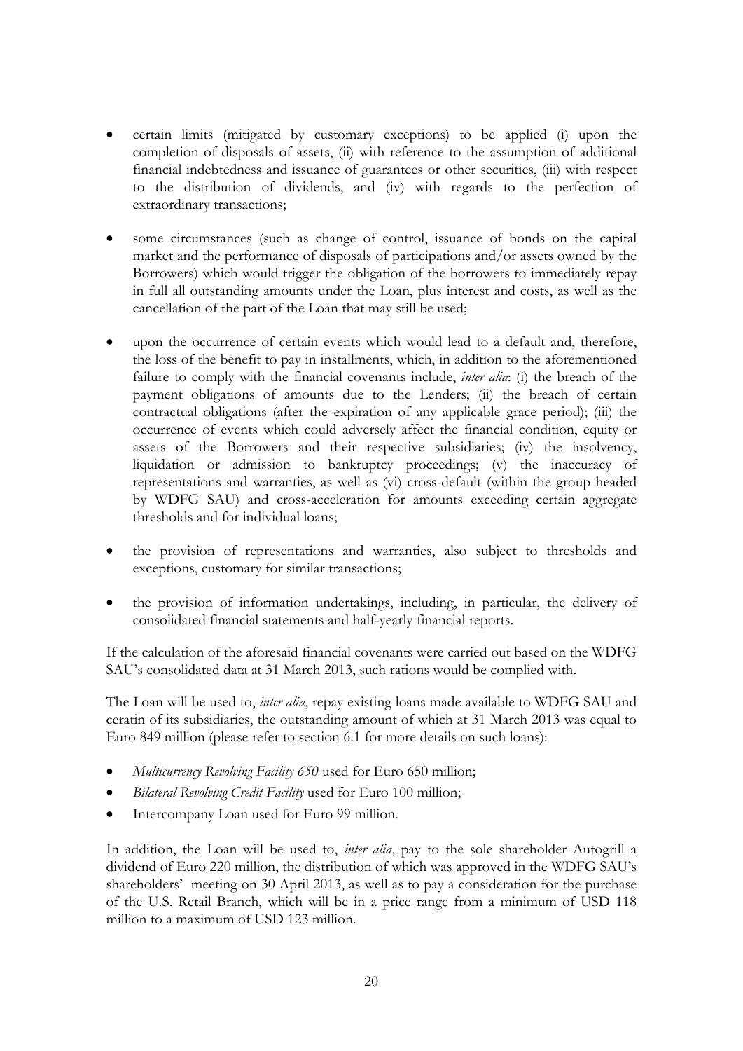- certain limits (mitigated by customary exceptions) to be applied (i) upon the completion of disposals of assets, (ii) with reference to the assumption of additional financial indebtedness and issuance of guarantees or other securities, (iii) with respect to the distribution of dividends, and (iv) with regards to the perfection of extraordinary transactions;

- some circumstances (such as change of control, issuance of bonds on the capital market and the performance of disposals of participations and/or assets owned by the Borrowers) which would trigger the obligation of the borrowers to immediately repay in full all outstanding amounts under the Loan, plus interest and costs, as well as the cancellation of the part of the Loan that may still be used;

- upon the occurrence of certain events which would lead to a default and, therefore, the loss of the benefit to pay in installments, which, in addition to the aforementioned failure to comply with the financial covenants include, *inter alia*: (i) the breach of the payment obligations of amounts due to the Lenders; (ii) the breach of certain contractual obligations (after the expiration of any applicable grace period); (iii) the occurrence of events which could adversely affect the financial condition, equity or assets of the Borrowers and their respective subsidiaries; (iv) the insolvency, liquidation or admission to bankruptcy proceedings; (v) the inaccuracy of representations and warranties, as well as (vi) cross-default (within the group headed by WDFG SAU) and cross-acceleration for amounts exceeding certain aggregate thresholds and for individual loans;

- the provision of representations and warranties, also subject to thresholds and exceptions, customary for similar transactions;

- the provision of information undertakings, including, in particular, the delivery of consolidated financial statements and half-yearly financial reports.

If the calculation of the aforesaid financial covenants were carried out based on the WDFG SAU's consolidated data at 31 March 2013, such rations would be complied with.

The Loan will be used to, *inter alia*, repay existing loans made available to WDFG SAU and ceratin of its subsidiaries, the outstanding amount of which at 31 March 2013 was equal to Euro 849 million (please refer to section 6.1 for more details on such loans):

- *Multicurrency Revolving Facility 650* used for Euro 650 million;
- *Bilateral Revolving Credit Facility* used for Euro 100 million;
- Intercompany Loan used for Euro 99 million.

In addition, the Loan will be used to, *inter alia*, pay to the sole shareholder Autogrill a dividend of Euro 220 million, the distribution of which was approved in the WDFG SAU's shareholders' meeting on 30 April 2013, as well as to pay a consideration for the purchase of the U.S. Retail Branch, which will be in a price range from a minimum of USD 118 million to a maximum of USD 123 million.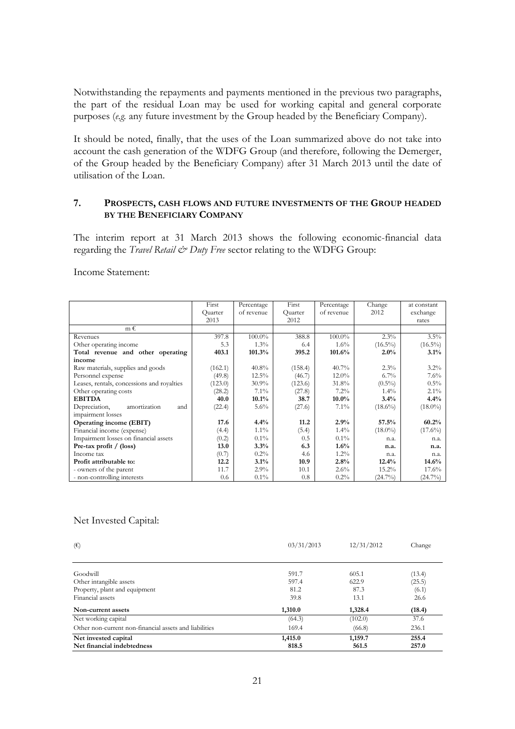Notwithstanding the repayments and payments mentioned in the previous two paragraphs, the part of the residual Loan may be used for working capital and general corporate purposes (*e.g.* any future investment by the Group headed by the Beneficiary Company).

It should be noted, finally, that the uses of the Loan summarized above do not take into account the cash generation of the WDFG Group (and therefore, following the Demerger, of the Group headed by the Beneficiary Company) after 31 March 2013 until the date of utilisation of the Loan.

## 7. PROSPECTS, CASH FLOWS AND FUTURE INVESTMENTS OF THE GROUP HEADED BY THE BENEFICIARY COMPANY

The interim report at 31 March 2013 shows the following economic-financial data regarding the *Travel Retail & Duty Free* sector relating to the WDFG Group:

Income Statement:

| | First Quarter 2013 | Percentage of revenue | First Quarter 2012 | Percentage of revenue | Change 2012 | at constant exchange rates |
|---|---|---|---|---|---|---|
| m € | | | | | | |
| Revenues | 397.8 | 100.0% | 388.8 | 100.0% | 2.3% | 3.5% |
| Other operating income | 5.3 | 1.3% | 6.4 | 1.6% | (16.5%) | (16.5%) |
| **Total revenue and other operating income** | **403.1** | **101.3%** | **395.2** | **101.6%** | **2.0%** | **3.1%** |
| Raw materials, supplies and goods | (162.1) | 40.8% | (158.4) | 40.7% | 2.3% | 3.2% |
| Personnel expense | (49.8) | 12.5% | (46.7) | 12.0% | 6.7% | 7.6% |
| Leases, rentals, concessions and royalties | (123.0) | 30.9% | (123.6) | 31.8% | (0.5%) | 0.5% |
| Other operating costs | (28.2) | 7.1% | (27.8) | 7.2% | 1.4% | 2.1% |
| **EBITDA** | **40.0** | **10.1%** | **38.7** | **10.0%** | **3.4%** | **4.4%** |
| Depreciation, amortization and impairment losses | (22.4) | 5.6% | (27.6) | 7.1% | (18.6%) | (18.0%) |
| **Operating income (EBIT)** | **17.6** | **4.4%** | **11.2** | **2.9%** | **57.5%** | **60.2%** |
| Financial income (expense) | (4.4) | 1.1% | (5.4) | 1.4% | (18.0%) | (17.6%) |
| Impairment losses on financial assets | (0.2) | 0.1% | 0.5 | 0.1% | n.a. | n.a. |
| **Pre-tax profit / (loss)** | **13.0** | **3.3%** | **6.3** | **1.6%** | **n.a.** | **n.a.** |
| Income tax | (0.7) | 0.2% | 4.6 | 1.2% | n.a. | n.a. |
| **Profit attributable to:** | **12.2** | **3.1%** | **10.9** | **2.8%** | **12.4%** | **14.6%** |
| - owners of the parent | 11.7 | 2.9% | 10.1 | 2.6% | 15.2% | 17.6% |
| - non-controlling interests | 0.6 | 0.1% | 0.8 | 0.2% | (24.7%) | (24.7%) |

Net Invested Capital:

| (€) | 03/31/2013 | 12/31/2012 | Change |
|---|---|---|---|
| Goodwill | 591.7 | 605.1 | (13.4) |
| Other intangible assets | 597.4 | 622.9 | (25.5) |
| Property, plant and equipment | 81.2 | 87.3 | (6.1) |
| Financial assets | 39.8 | 13.1 | 26.6 |
| **Non-current assets** | **1,310.0** | **1,328.4** | **(18.4)** |
| Net working capital | (64.3) | (102.0) | 37.6 |
| Other non-current non-financial assets and liabilities | 169.4 | (66.8) | 236.1 |
| **Net invested capital** | **1,415.0** | **1,159.7** | **255.4** |
| **Net financial indebtedness** | **818.5** | **561.5** | **257.0** |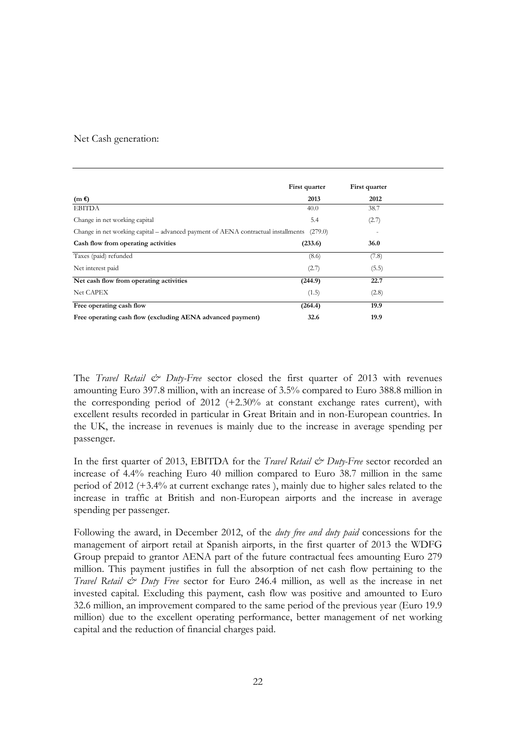Net Cash generation:

| (m €) | First quarter 2013 | First quarter 2012 |
|---|---|---|
| EBITDA | 40.0 | 38.7 |
| Change in net working capital | 5.4 | (2.7) |
| Change in net working capital – advanced payment of AENA contractual installments | (279.0) | - |
| **Cash flow from operating activities** | **(233.6)** | **36.0** |
| Taxes (paid) refunded | (8.6) | (7.8) |
| Net interest paid | (2.7) | (5.5) |
| **Net cash flow from operating activities** | **(244.9)** | **22.7** |
| Net CAPEX | (1.5) | (2.8) |
| **Free operating cash flow** | **(264.4)** | **19.9** |
| **Free operating cash flow (excluding AENA advanced payment)** | **32.6** | **19.9** |

The *Travel Retail & Duty-Free* sector closed the first quarter of 2013 with revenues amounting Euro 397.8 million, with an increase of 3.5% compared to Euro 388.8 million in the corresponding period of 2012 (+2.30% at constant exchange rates current), with excellent results recorded in particular in Great Britain and in non-European countries. In the UK, the increase in revenues is mainly due to the increase in average spending per passenger.

In the first quarter of 2013, EBITDA for the *Travel Retail & Duty-Free* sector recorded an increase of 4.4% reaching Euro 40 million compared to Euro 38.7 million in the same period of 2012 (+3.4% at current exchange rates ), mainly due to higher sales related to the increase in traffic at British and non-European airports and the increase in average spending per passenger.

Following the award, in December 2012, of the *duty free and duty paid* concessions for the management of airport retail at Spanish airports, in the first quarter of 2013 the WDFG Group prepaid to grantor AENA part of the future contractual fees amounting Euro 279 million. This payment justifies in full the absorption of net cash flow pertaining to the *Travel Retail & Duty Free* sector for Euro 246.4 million, as well as the increase in net invested capital. Excluding this payment, cash flow was positive and amounted to Euro 32.6 million, an improvement compared to the same period of the previous year (Euro 19.9 million) due to the excellent operating performance, better management of net working capital and the reduction of financial charges paid.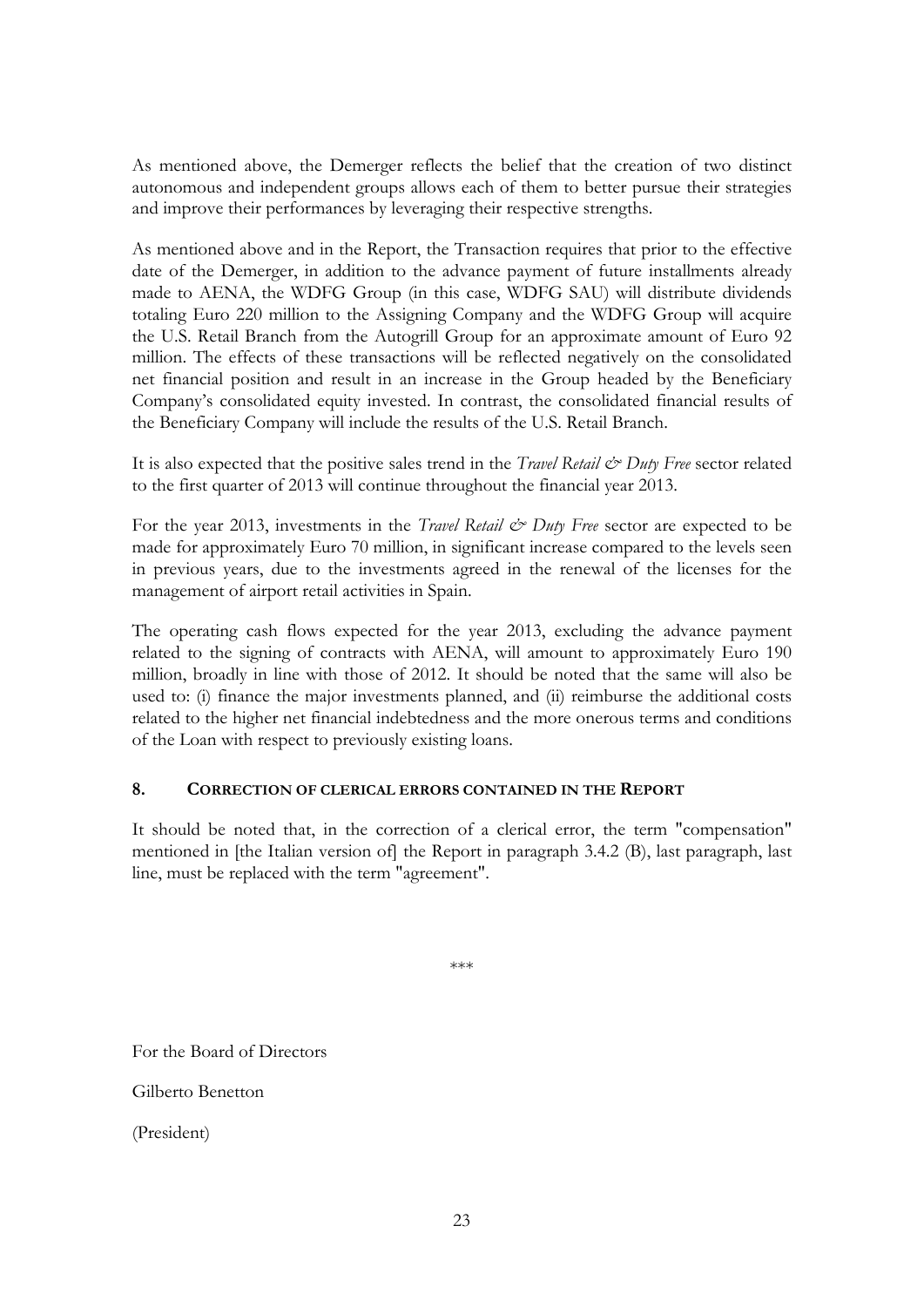As mentioned above, the Demerger reflects the belief that the creation of two distinct autonomous and independent groups allows each of them to better pursue their strategies and improve their performances by leveraging their respective strengths.

As mentioned above and in the Report, the Transaction requires that prior to the effective date of the Demerger, in addition to the advance payment of future installments already made to AENA, the WDFG Group (in this case, WDFG SAU) will distribute dividends totaling Euro 220 million to the Assigning Company and the WDFG Group will acquire the U.S. Retail Branch from the Autogrill Group for an approximate amount of Euro 92 million. The effects of these transactions will be reflected negatively on the consolidated net financial position and result in an increase in the Group headed by the Beneficiary Company's consolidated equity invested. In contrast, the consolidated financial results of the Beneficiary Company will include the results of the U.S. Retail Branch.

It is also expected that the positive sales trend in the *Travel Retail & Duty Free* sector related to the first quarter of 2013 will continue throughout the financial year 2013.

For the year 2013, investments in the *Travel Retail & Duty Free* sector are expected to be made for approximately Euro 70 million, in significant increase compared to the levels seen in previous years, due to the investments agreed in the renewal of the licenses for the management of airport retail activities in Spain.

The operating cash flows expected for the year 2013, excluding the advance payment related to the signing of contracts with AENA, will amount to approximately Euro 190 million, broadly in line with those of 2012. It should be noted that the same will also be used to: (i) finance the major investments planned, and (ii) reimburse the additional costs related to the higher net financial indebtedness and the more onerous terms and conditions of the Loan with respect to previously existing loans.

## 8. CORRECTION OF CLERICAL ERRORS CONTAINED IN THE REPORT

It should be noted that, in the correction of a clerical error, the term "compensation" mentioned in [the Italian version of] the Report in paragraph 3.4.2 (B), last paragraph, last line, must be replaced with the term "agreement".

\*\*\*

For the Board of Directors

Gilberto Benetton

(President)